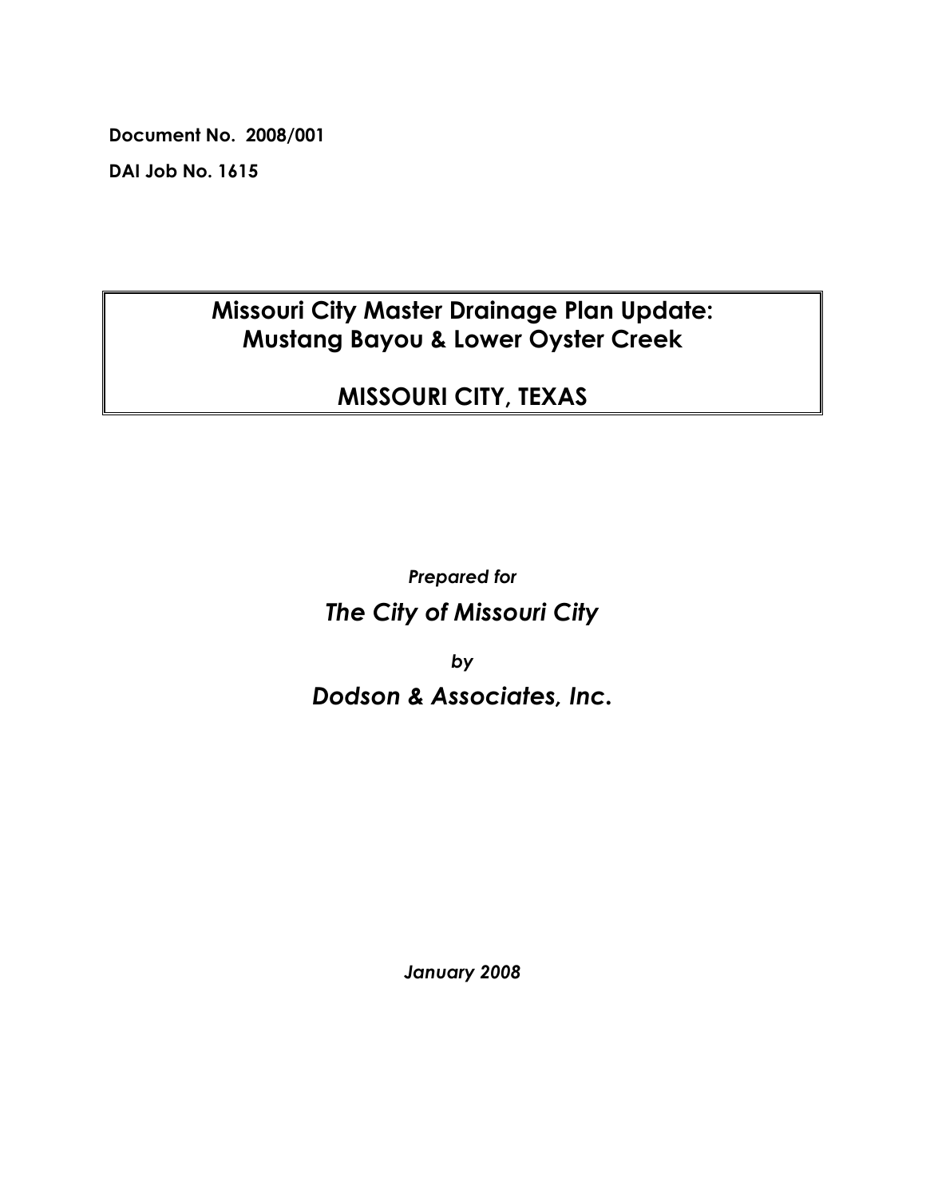**Document No. 2008/001**

**DAI Job No. 1615**

# Missouri City Master Drainage Plan Update: Mustang Bayou & Lower Oyster Creek

## MISSOURI CITY, TEXAS

***Prepared for***

***The City of Missouri City***

***by***

***Dodson & Associates, Inc.***

***January 2008***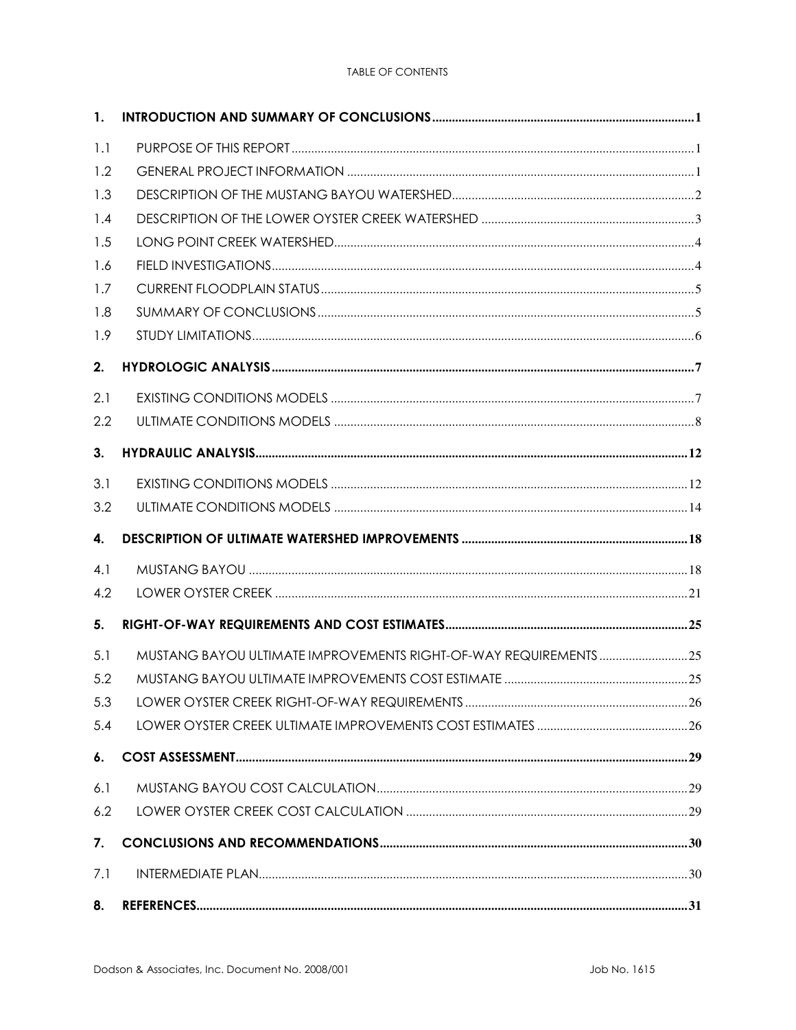TABLE OF CONTENTS

| | | |
|---|---|---|
| **1.** | **INTRODUCTION AND SUMMARY OF CONCLUSIONS** | **1** |
| 1.1 | PURPOSE OF THIS REPORT | 1 |
| 1.2 | GENERAL PROJECT INFORMATION | 1 |
| 1.3 | DESCRIPTION OF THE MUSTANG BAYOU WATERSHED | 2 |
| 1.4 | DESCRIPTION OF THE LOWER OYSTER CREEK WATERSHED | 3 |
| 1.5 | LONG POINT CREEK WATERSHED | 4 |
| 1.6 | FIELD INVESTIGATIONS | 4 |
| 1.7 | CURRENT FLOODPLAIN STATUS | 5 |
| 1.8 | SUMMARY OF CONCLUSIONS | 5 |
| 1.9 | STUDY LIMITATIONS | 6 |
| **2.** | **HYDROLOGIC ANALYSIS** | **7** |
| 2.1 | EXISTING CONDITIONS MODELS | 7 |
| 2.2 | ULTIMATE CONDITIONS MODELS | 8 |
| **3.** | **HYDRAULIC ANALYSIS** | **12** |
| 3.1 | EXISTING CONDITIONS MODELS | 12 |
| 3.2 | ULTIMATE CONDITIONS MODELS | 14 |
| **4.** | **DESCRIPTION OF ULTIMATE WATERSHED IMPROVEMENTS** | **18** |
| 4.1 | MUSTANG BAYOU | 18 |
| 4.2 | LOWER OYSTER CREEK | 21 |
| **5.** | **RIGHT-OF-WAY REQUIREMENTS AND COST ESTIMATES** | **25** |
| 5.1 | MUSTANG BAYOU ULTIMATE IMPROVEMENTS RIGHT-OF-WAY REQUIREMENTS | 25 |
| 5.2 | MUSTANG BAYOU ULTIMATE IMPROVEMENTS COST ESTIMATE | 25 |
| 5.3 | LOWER OYSTER CREEK RIGHT-OF-WAY REQUIREMENTS | 26 |
| 5.4 | LOWER OYSTER CREEK ULTIMATE IMPROVEMENTS COST ESTIMATES | 26 |
| **6.** | **COST ASSESSMENT** | **29** |
| 6.1 | MUSTANG BAYOU COST CALCULATION | 29 |
| 6.2 | LOWER OYSTER CREEK COST CALCULATION | 29 |
| **7.** | **CONCLUSIONS AND RECOMMENDATIONS** | **30** |
| 7.1 | INTERMEDIATE PLAN | 30 |
| **8.** | **REFERENCES** | **31** |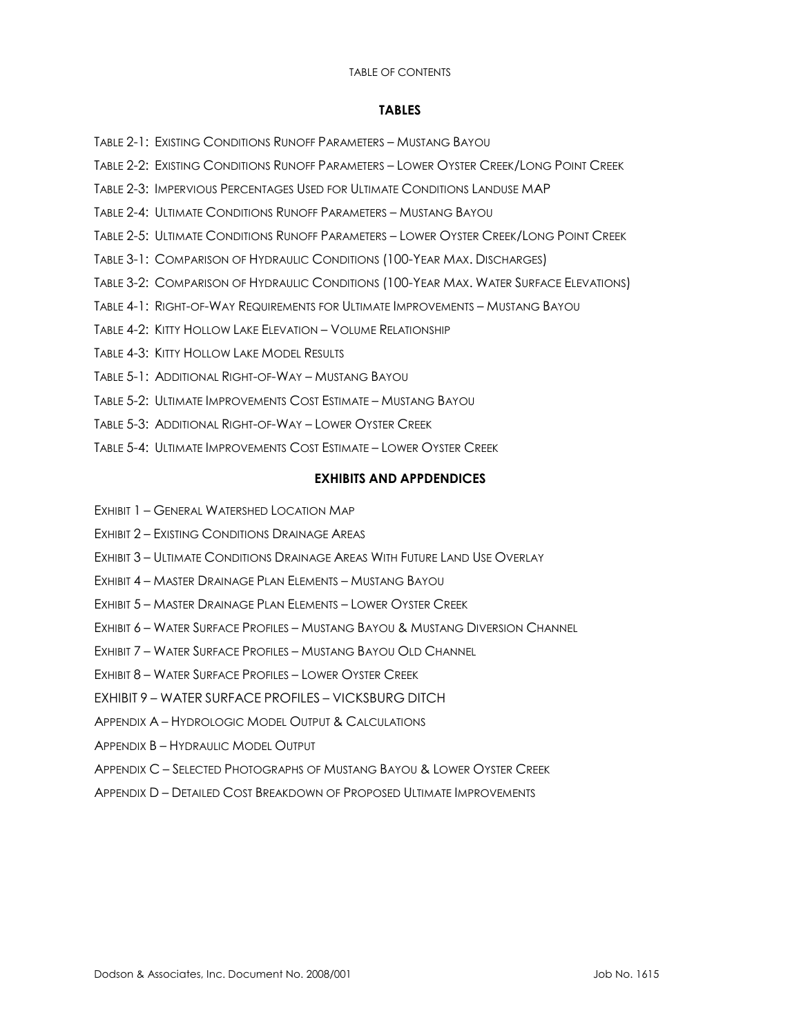TABLE OF CONTENTS

## TABLES

TABLE 2-1: EXISTING CONDITIONS RUNOFF PARAMETERS – MUSTANG BAYOU

TABLE 2-2: EXISTING CONDITIONS RUNOFF PARAMETERS – LOWER OYSTER CREEK/LONG POINT CREEK

TABLE 2-3: IMPERVIOUS PERCENTAGES USED FOR ULTIMATE CONDITIONS LANDUSE MAP

TABLE 2-4: ULTIMATE CONDITIONS RUNOFF PARAMETERS – MUSTANG BAYOU

TABLE 2-5: ULTIMATE CONDITIONS RUNOFF PARAMETERS – LOWER OYSTER CREEK/LONG POINT CREEK

TABLE 3-1: COMPARISON OF HYDRAULIC CONDITIONS (100-YEAR MAX. DISCHARGES)

TABLE 3-2: COMPARISON OF HYDRAULIC CONDITIONS (100-YEAR MAX. WATER SURFACE ELEVATIONS)

TABLE 4-1: RIGHT-OF-WAY REQUIREMENTS FOR ULTIMATE IMPROVEMENTS – MUSTANG BAYOU

TABLE 4-2: KITTY HOLLOW LAKE ELEVATION – VOLUME RELATIONSHIP

TABLE 4-3: KITTY HOLLOW LAKE MODEL RESULTS

TABLE 5-1: ADDITIONAL RIGHT-OF-WAY – MUSTANG BAYOU

TABLE 5-2: ULTIMATE IMPROVEMENTS COST ESTIMATE – MUSTANG BAYOU

TABLE 5-3: ADDITIONAL RIGHT-OF-WAY – LOWER OYSTER CREEK

TABLE 5-4: ULTIMATE IMPROVEMENTS COST ESTIMATE – LOWER OYSTER CREEK

## EXHIBITS AND APPDENDICES

EXHIBIT 1 – GENERAL WATERSHED LOCATION MAP

EXHIBIT 2 – EXISTING CONDITIONS DRAINAGE AREAS

EXHIBIT 3 – ULTIMATE CONDITIONS DRAINAGE AREAS WITH FUTURE LAND USE OVERLAY

EXHIBIT 4 – MASTER DRAINAGE PLAN ELEMENTS – MUSTANG BAYOU

EXHIBIT 5 – MASTER DRAINAGE PLAN ELEMENTS – LOWER OYSTER CREEK

EXHIBIT 6 – WATER SURFACE PROFILES – MUSTANG BAYOU & MUSTANG DIVERSION CHANNEL

EXHIBIT 7 – WATER SURFACE PROFILES – MUSTANG BAYOU OLD CHANNEL

EXHIBIT 8 – WATER SURFACE PROFILES – LOWER OYSTER CREEK

EXHIBIT 9 – WATER SURFACE PROFILES – VICKSBURG DITCH

APPENDIX A – HYDROLOGIC MODEL OUTPUT & CALCULATIONS

APPENDIX B – HYDRAULIC MODEL OUTPUT

APPENDIX C – SELECTED PHOTOGRAPHS OF MUSTANG BAYOU & LOWER OYSTER CREEK

APPENDIX D – DETAILED COST BREAKDOWN OF PROPOSED ULTIMATE IMPROVEMENTS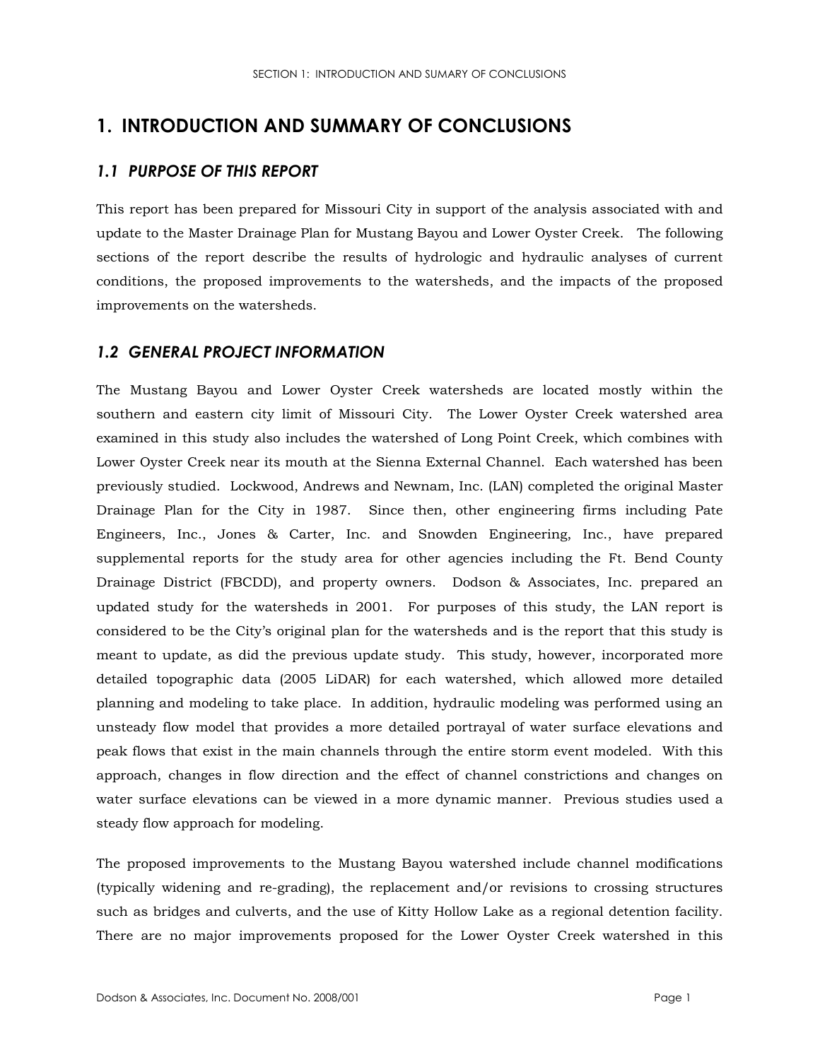# 1. INTRODUCTION AND SUMMARY OF CONCLUSIONS

## *1.1 PURPOSE OF THIS REPORT*

This report has been prepared for Missouri City in support of the analysis associated with and update to the Master Drainage Plan for Mustang Bayou and Lower Oyster Creek. The following sections of the report describe the results of hydrologic and hydraulic analyses of current conditions, the proposed improvements to the watersheds, and the impacts of the proposed improvements on the watersheds.

## *1.2 GENERAL PROJECT INFORMATION*

The Mustang Bayou and Lower Oyster Creek watersheds are located mostly within the southern and eastern city limit of Missouri City. The Lower Oyster Creek watershed area examined in this study also includes the watershed of Long Point Creek, which combines with Lower Oyster Creek near its mouth at the Sienna External Channel. Each watershed has been previously studied. Lockwood, Andrews and Newnam, Inc. (LAN) completed the original Master Drainage Plan for the City in 1987. Since then, other engineering firms including Pate Engineers, Inc., Jones & Carter, Inc. and Snowden Engineering, Inc., have prepared supplemental reports for the study area for other agencies including the Ft. Bend County Drainage District (FBCDD), and property owners. Dodson & Associates, Inc. prepared an updated study for the watersheds in 2001. For purposes of this study, the LAN report is considered to be the City's original plan for the watersheds and is the report that this study is meant to update, as did the previous update study. This study, however, incorporated more detailed topographic data (2005 LiDAR) for each watershed, which allowed more detailed planning and modeling to take place. In addition, hydraulic modeling was performed using an unsteady flow model that provides a more detailed portrayal of water surface elevations and peak flows that exist in the main channels through the entire storm event modeled. With this approach, changes in flow direction and the effect of channel constrictions and changes on water surface elevations can be viewed in a more dynamic manner. Previous studies used a steady flow approach for modeling.

The proposed improvements to the Mustang Bayou watershed include channel modifications (typically widening and re-grading), the replacement and/or revisions to crossing structures such as bridges and culverts, and the use of Kitty Hollow Lake as a regional detention facility. There are no major improvements proposed for the Lower Oyster Creek watershed in this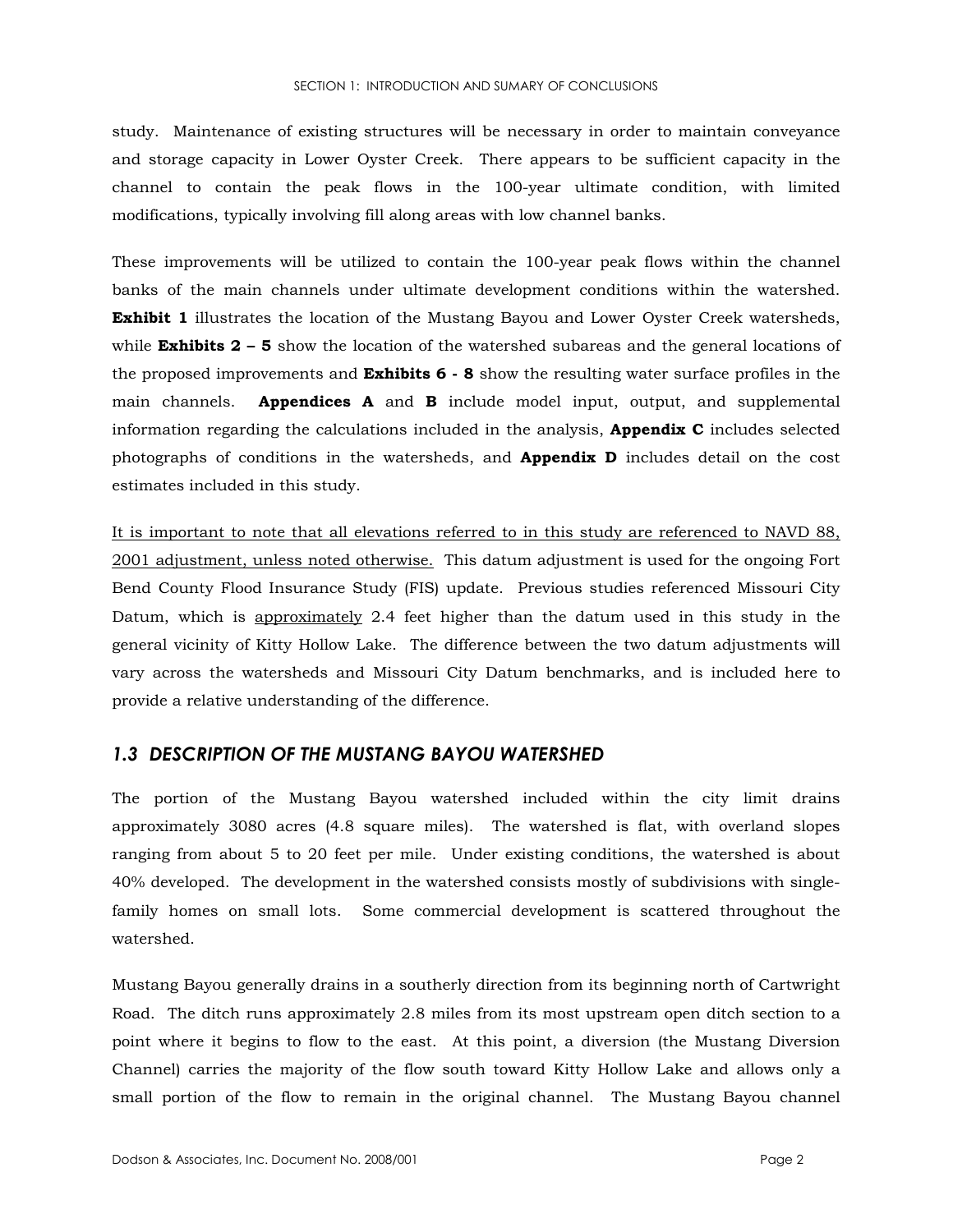study. Maintenance of existing structures will be necessary in order to maintain conveyance and storage capacity in Lower Oyster Creek. There appears to be sufficient capacity in the channel to contain the peak flows in the 100-year ultimate condition, with limited modifications, typically involving fill along areas with low channel banks.

These improvements will be utilized to contain the 100-year peak flows within the channel banks of the main channels under ultimate development conditions within the watershed. **Exhibit 1** illustrates the location of the Mustang Bayou and Lower Oyster Creek watersheds, while **Exhibits 2 – 5** show the location of the watershed subareas and the general locations of the proposed improvements and **Exhibits 6 - 8** show the resulting water surface profiles in the main channels. **Appendices A** and **B** include model input, output, and supplemental information regarding the calculations included in the analysis, **Appendix C** includes selected photographs of conditions in the watersheds, and **Appendix D** includes detail on the cost estimates included in this study.

<u>It is important to note that all elevations referred to in this study are referenced to NAVD 88, 2001 adjustment, unless noted otherwise.</u> This datum adjustment is used for the ongoing Fort Bend County Flood Insurance Study (FIS) update. Previous studies referenced Missouri City Datum, which is <u>approximately</u> 2.4 feet higher than the datum used in this study in the general vicinity of Kitty Hollow Lake. The difference between the two datum adjustments will vary across the watersheds and Missouri City Datum benchmarks, and is included here to provide a relative understanding of the difference.

## *1.3 DESCRIPTION OF THE MUSTANG BAYOU WATERSHED*

The portion of the Mustang Bayou watershed included within the city limit drains approximately 3080 acres (4.8 square miles). The watershed is flat, with overland slopes ranging from about 5 to 20 feet per mile. Under existing conditions, the watershed is about 40% developed. The development in the watershed consists mostly of subdivisions with single-family homes on small lots. Some commercial development is scattered throughout the watershed.

Mustang Bayou generally drains in a southerly direction from its beginning north of Cartwright Road. The ditch runs approximately 2.8 miles from its most upstream open ditch section to a point where it begins to flow to the east. At this point, a diversion (the Mustang Diversion Channel) carries the majority of the flow south toward Kitty Hollow Lake and allows only a small portion of the flow to remain in the original channel. The Mustang Bayou channel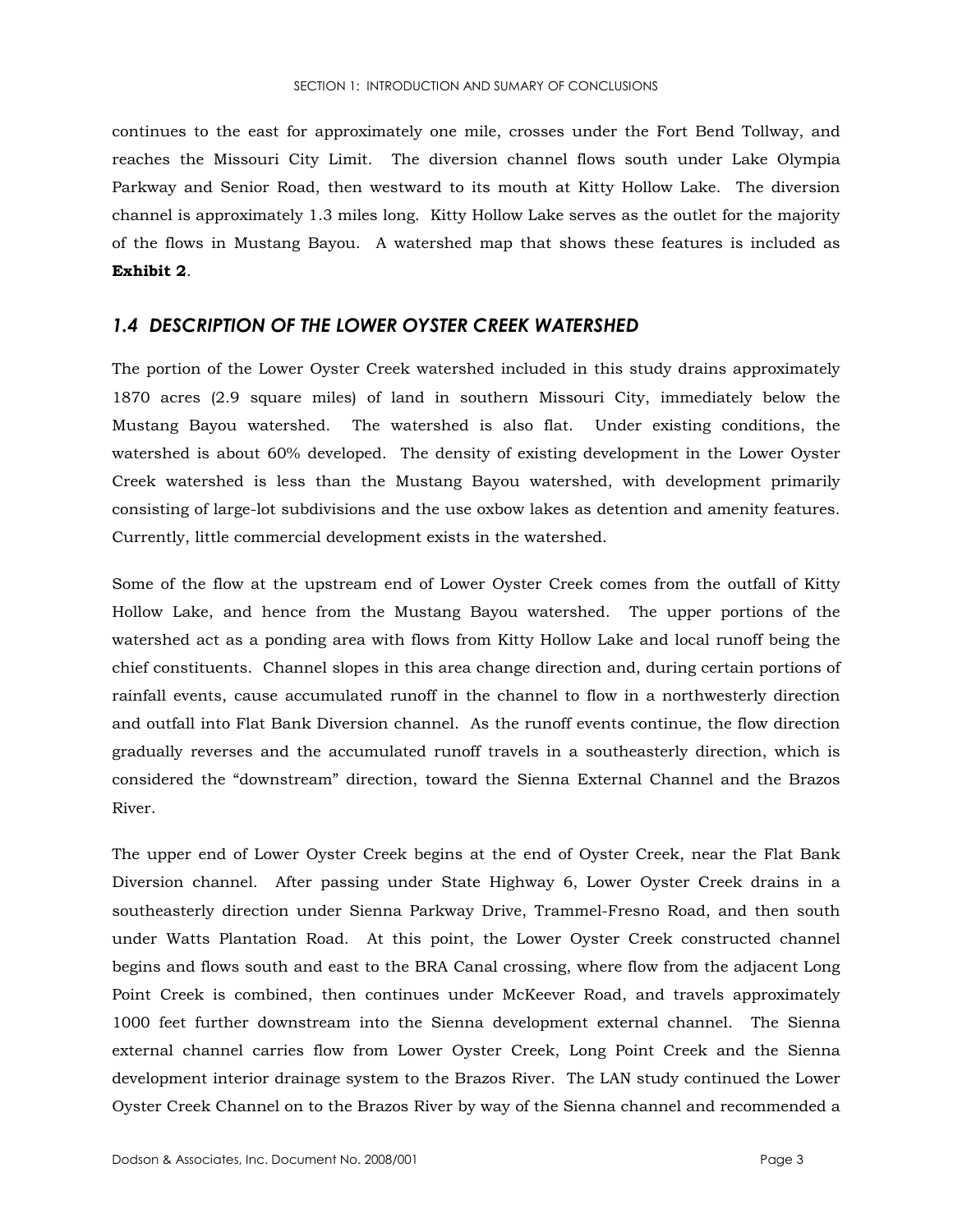continues to the east for approximately one mile, crosses under the Fort Bend Tollway, and reaches the Missouri City Limit. The diversion channel flows south under Lake Olympia Parkway and Senior Road, then westward to its mouth at Kitty Hollow Lake. The diversion channel is approximately 1.3 miles long. Kitty Hollow Lake serves as the outlet for the majority of the flows in Mustang Bayou. A watershed map that shows these features is included as **Exhibit 2**.

## *1.4 DESCRIPTION OF THE LOWER OYSTER CREEK WATERSHED*

The portion of the Lower Oyster Creek watershed included in this study drains approximately 1870 acres (2.9 square miles) of land in southern Missouri City, immediately below the Mustang Bayou watershed. The watershed is also flat. Under existing conditions, the watershed is about 60% developed. The density of existing development in the Lower Oyster Creek watershed is less than the Mustang Bayou watershed, with development primarily consisting of large-lot subdivisions and the use oxbow lakes as detention and amenity features. Currently, little commercial development exists in the watershed.

Some of the flow at the upstream end of Lower Oyster Creek comes from the outfall of Kitty Hollow Lake, and hence from the Mustang Bayou watershed. The upper portions of the watershed act as a ponding area with flows from Kitty Hollow Lake and local runoff being the chief constituents. Channel slopes in this area change direction and, during certain portions of rainfall events, cause accumulated runoff in the channel to flow in a northwesterly direction and outfall into Flat Bank Diversion channel. As the runoff events continue, the flow direction gradually reverses and the accumulated runoff travels in a southeasterly direction, which is considered the "downstream" direction, toward the Sienna External Channel and the Brazos River.

The upper end of Lower Oyster Creek begins at the end of Oyster Creek, near the Flat Bank Diversion channel. After passing under State Highway 6, Lower Oyster Creek drains in a southeasterly direction under Sienna Parkway Drive, Trammel-Fresno Road, and then south under Watts Plantation Road. At this point, the Lower Oyster Creek constructed channel begins and flows south and east to the BRA Canal crossing, where flow from the adjacent Long Point Creek is combined, then continues under McKeever Road, and travels approximately 1000 feet further downstream into the Sienna development external channel. The Sienna external channel carries flow from Lower Oyster Creek, Long Point Creek and the Sienna development interior drainage system to the Brazos River. The LAN study continued the Lower Oyster Creek Channel on to the Brazos River by way of the Sienna channel and recommended a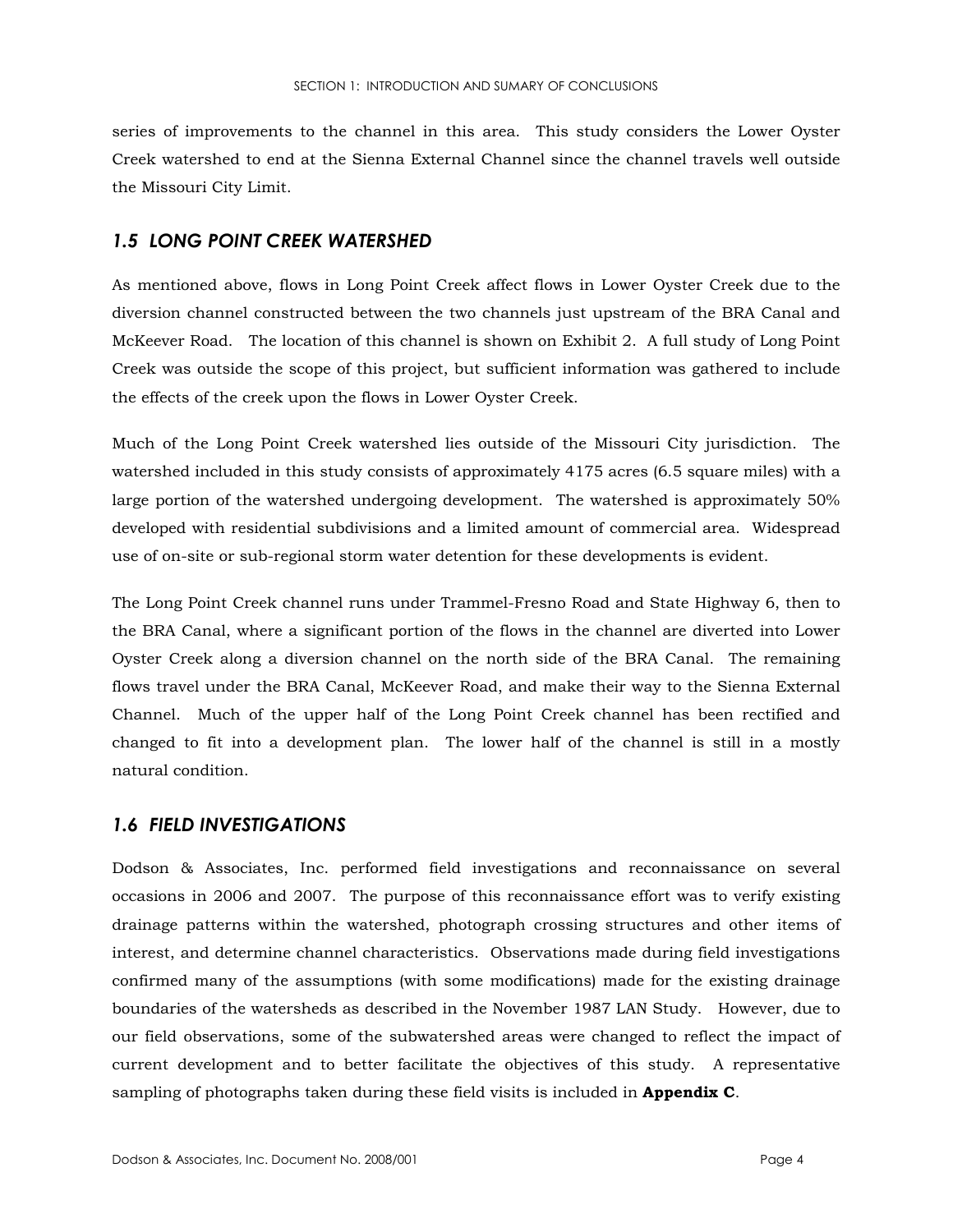series of improvements to the channel in this area. This study considers the Lower Oyster Creek watershed to end at the Sienna External Channel since the channel travels well outside the Missouri City Limit.

## *1.5 LONG POINT CREEK WATERSHED*

As mentioned above, flows in Long Point Creek affect flows in Lower Oyster Creek due to the diversion channel constructed between the two channels just upstream of the BRA Canal and McKeever Road. The location of this channel is shown on Exhibit 2. A full study of Long Point Creek was outside the scope of this project, but sufficient information was gathered to include the effects of the creek upon the flows in Lower Oyster Creek.

Much of the Long Point Creek watershed lies outside of the Missouri City jurisdiction. The watershed included in this study consists of approximately 4175 acres (6.5 square miles) with a large portion of the watershed undergoing development. The watershed is approximately 50% developed with residential subdivisions and a limited amount of commercial area. Widespread use of on-site or sub-regional storm water detention for these developments is evident.

The Long Point Creek channel runs under Trammel-Fresno Road and State Highway 6, then to the BRA Canal, where a significant portion of the flows in the channel are diverted into Lower Oyster Creek along a diversion channel on the north side of the BRA Canal. The remaining flows travel under the BRA Canal, McKeever Road, and make their way to the Sienna External Channel. Much of the upper half of the Long Point Creek channel has been rectified and changed to fit into a development plan. The lower half of the channel is still in a mostly natural condition.

## *1.6 FIELD INVESTIGATIONS*

Dodson & Associates, Inc. performed field investigations and reconnaissance on several occasions in 2006 and 2007. The purpose of this reconnaissance effort was to verify existing drainage patterns within the watershed, photograph crossing structures and other items of interest, and determine channel characteristics. Observations made during field investigations confirmed many of the assumptions (with some modifications) made for the existing drainage boundaries of the watersheds as described in the November 1987 LAN Study. However, due to our field observations, some of the subwatershed areas were changed to reflect the impact of current development and to better facilitate the objectives of this study. A representative sampling of photographs taken during these field visits is included in **Appendix C**.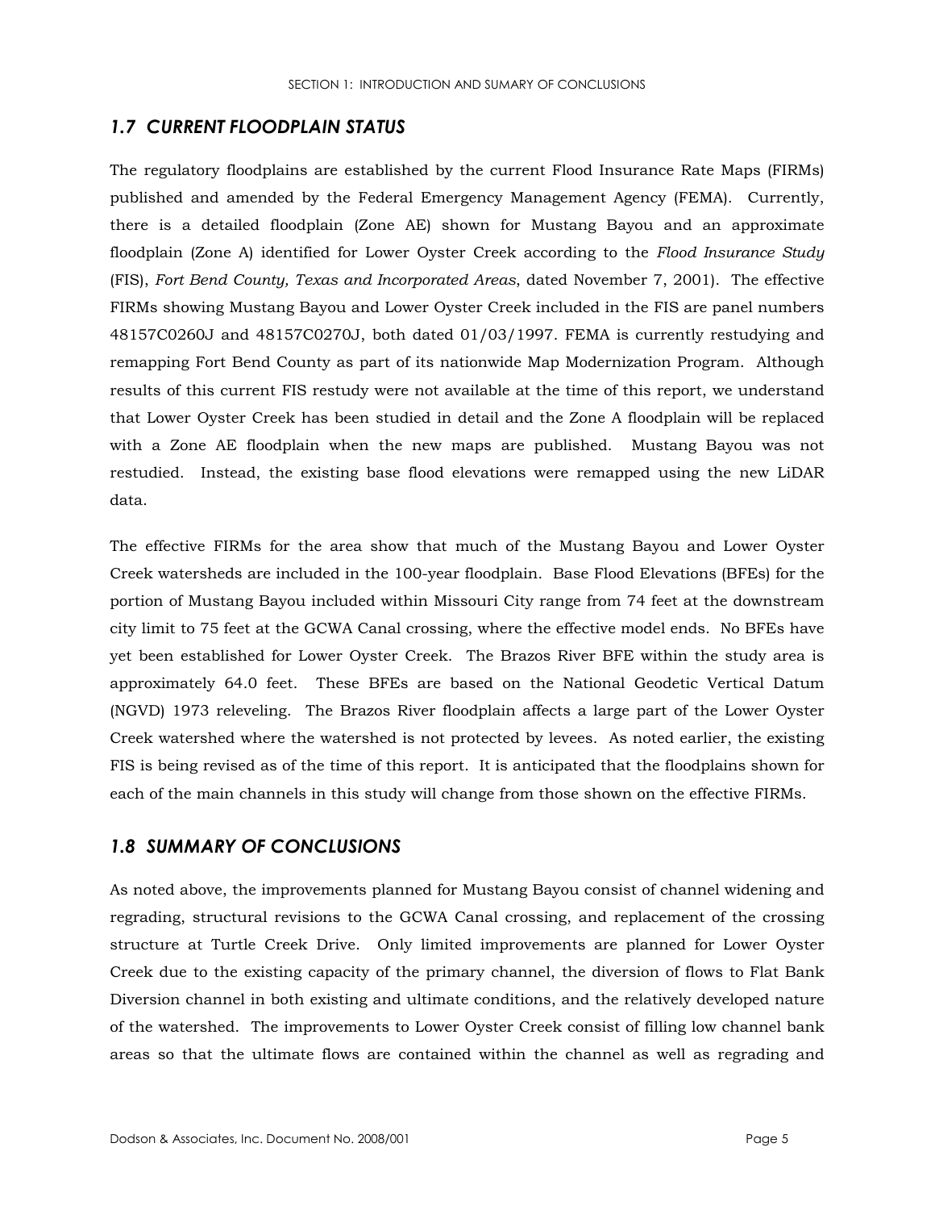## 1.7 CURRENT FLOODPLAIN STATUS

The regulatory floodplains are established by the current Flood Insurance Rate Maps (FIRMs) published and amended by the Federal Emergency Management Agency (FEMA). Currently, there is a detailed floodplain (Zone AE) shown for Mustang Bayou and an approximate floodplain (Zone A) identified for Lower Oyster Creek according to the *Flood Insurance Study* (FIS), *Fort Bend County, Texas and Incorporated Areas*, dated November 7, 2001). The effective FIRMs showing Mustang Bayou and Lower Oyster Creek included in the FIS are panel numbers 48157C0260J and 48157C0270J, both dated 01/03/1997. FEMA is currently restudying and remapping Fort Bend County as part of its nationwide Map Modernization Program. Although results of this current FIS restudy were not available at the time of this report, we understand that Lower Oyster Creek has been studied in detail and the Zone A floodplain will be replaced with a Zone AE floodplain when the new maps are published. Mustang Bayou was not restudied. Instead, the existing base flood elevations were remapped using the new LiDAR data.

The effective FIRMs for the area show that much of the Mustang Bayou and Lower Oyster Creek watersheds are included in the 100-year floodplain. Base Flood Elevations (BFEs) for the portion of Mustang Bayou included within Missouri City range from 74 feet at the downstream city limit to 75 feet at the GCWA Canal crossing, where the effective model ends. No BFEs have yet been established for Lower Oyster Creek. The Brazos River BFE within the study area is approximately 64.0 feet. These BFEs are based on the National Geodetic Vertical Datum (NGVD) 1973 releveling. The Brazos River floodplain affects a large part of the Lower Oyster Creek watershed where the watershed is not protected by levees. As noted earlier, the existing FIS is being revised as of the time of this report. It is anticipated that the floodplains shown for each of the main channels in this study will change from those shown on the effective FIRMs.

## 1.8 SUMMARY OF CONCLUSIONS

As noted above, the improvements planned for Mustang Bayou consist of channel widening and regrading, structural revisions to the GCWA Canal crossing, and replacement of the crossing structure at Turtle Creek Drive. Only limited improvements are planned for Lower Oyster Creek due to the existing capacity of the primary channel, the diversion of flows to Flat Bank Diversion channel in both existing and ultimate conditions, and the relatively developed nature of the watershed. The improvements to Lower Oyster Creek consist of filling low channel bank areas so that the ultimate flows are contained within the channel as well as regrading and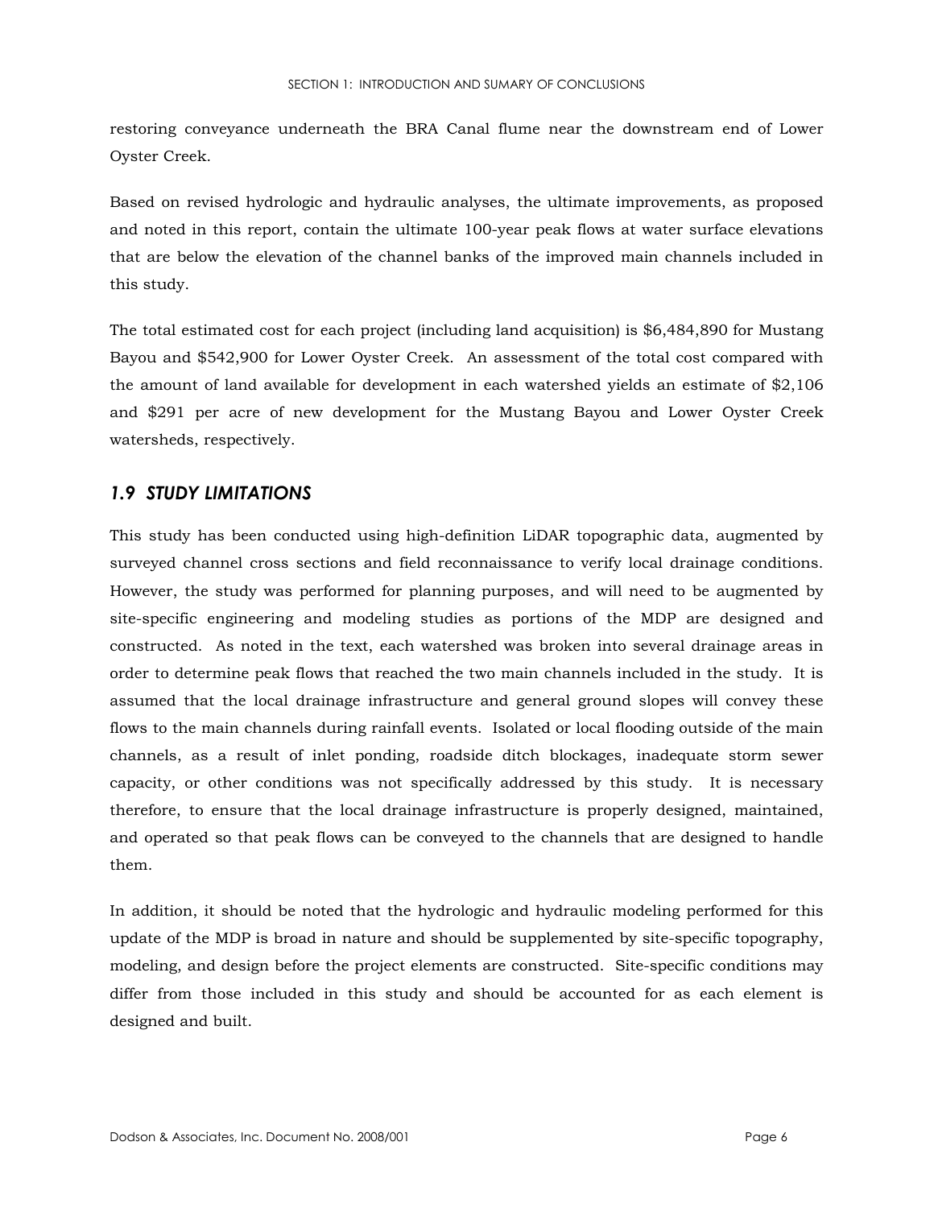restoring conveyance underneath the BRA Canal flume near the downstream end of Lower Oyster Creek.

Based on revised hydrologic and hydraulic analyses, the ultimate improvements, as proposed and noted in this report, contain the ultimate 100-year peak flows at water surface elevations that are below the elevation of the channel banks of the improved main channels included in this study.

The total estimated cost for each project (including land acquisition) is $6,484,890 for Mustang Bayou and $542,900 for Lower Oyster Creek. An assessment of the total cost compared with the amount of land available for development in each watershed yields an estimate of $2,106 and $291 per acre of new development for the Mustang Bayou and Lower Oyster Creek watersheds, respectively.

## *1.9 STUDY LIMITATIONS*

This study has been conducted using high-definition LiDAR topographic data, augmented by surveyed channel cross sections and field reconnaissance to verify local drainage conditions. However, the study was performed for planning purposes, and will need to be augmented by site-specific engineering and modeling studies as portions of the MDP are designed and constructed. As noted in the text, each watershed was broken into several drainage areas in order to determine peak flows that reached the two main channels included in the study. It is assumed that the local drainage infrastructure and general ground slopes will convey these flows to the main channels during rainfall events. Isolated or local flooding outside of the main channels, as a result of inlet ponding, roadside ditch blockages, inadequate storm sewer capacity, or other conditions was not specifically addressed by this study. It is necessary therefore, to ensure that the local drainage infrastructure is properly designed, maintained, and operated so that peak flows can be conveyed to the channels that are designed to handle them.

In addition, it should be noted that the hydrologic and hydraulic modeling performed for this update of the MDP is broad in nature and should be supplemented by site-specific topography, modeling, and design before the project elements are constructed. Site-specific conditions may differ from those included in this study and should be accounted for as each element is designed and built.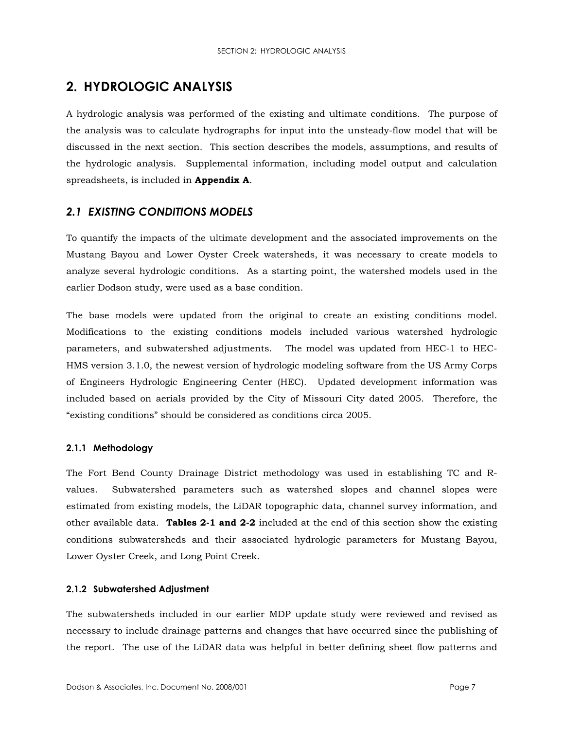# 2. HYDROLOGIC ANALYSIS

A hydrologic analysis was performed of the existing and ultimate conditions. The purpose of the analysis was to calculate hydrographs for input into the unsteady-flow model that will be discussed in the next section. This section describes the models, assumptions, and results of the hydrologic analysis. Supplemental information, including model output and calculation spreadsheets, is included in **Appendix A**.

## *2.1 EXISTING CONDITIONS MODELS*

To quantify the impacts of the ultimate development and the associated improvements on the Mustang Bayou and Lower Oyster Creek watersheds, it was necessary to create models to analyze several hydrologic conditions. As a starting point, the watershed models used in the earlier Dodson study, were used as a base condition.

The base models were updated from the original to create an existing conditions model. Modifications to the existing conditions models included various watershed hydrologic parameters, and subwatershed adjustments. The model was updated from HEC-1 to HEC-HMS version 3.1.0, the newest version of hydrologic modeling software from the US Army Corps of Engineers Hydrologic Engineering Center (HEC). Updated development information was included based on aerials provided by the City of Missouri City dated 2005. Therefore, the "existing conditions" should be considered as conditions circa 2005.

### 2.1.1 Methodology

The Fort Bend County Drainage District methodology was used in establishing TC and R-values. Subwatershed parameters such as watershed slopes and channel slopes were estimated from existing models, the LiDAR topographic data, channel survey information, and other available data. **Tables 2-1 and 2-2** included at the end of this section show the existing conditions subwatersheds and their associated hydrologic parameters for Mustang Bayou, Lower Oyster Creek, and Long Point Creek.

### 2.1.2 Subwatershed Adjustment

The subwatersheds included in our earlier MDP update study were reviewed and revised as necessary to include drainage patterns and changes that have occurred since the publishing of the report. The use of the LiDAR data was helpful in better defining sheet flow patterns and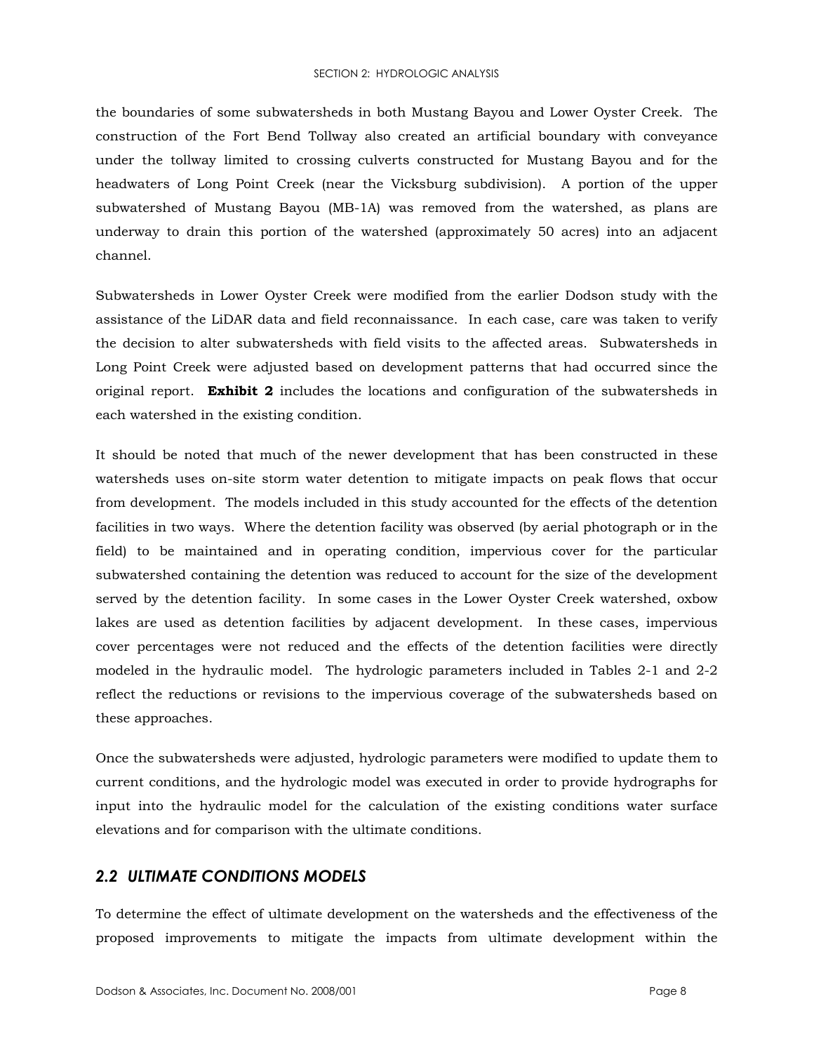the boundaries of some subwatersheds in both Mustang Bayou and Lower Oyster Creek. The construction of the Fort Bend Tollway also created an artificial boundary with conveyance under the tollway limited to crossing culverts constructed for Mustang Bayou and for the headwaters of Long Point Creek (near the Vicksburg subdivision). A portion of the upper subwatershed of Mustang Bayou (MB-1A) was removed from the watershed, as plans are underway to drain this portion of the watershed (approximately 50 acres) into an adjacent channel.

Subwatersheds in Lower Oyster Creek were modified from the earlier Dodson study with the assistance of the LiDAR data and field reconnaissance. In each case, care was taken to verify the decision to alter subwatersheds with field visits to the affected areas. Subwatersheds in Long Point Creek were adjusted based on development patterns that had occurred since the original report. **Exhibit 2** includes the locations and configuration of the subwatersheds in each watershed in the existing condition.

It should be noted that much of the newer development that has been constructed in these watersheds uses on-site storm water detention to mitigate impacts on peak flows that occur from development. The models included in this study accounted for the effects of the detention facilities in two ways. Where the detention facility was observed (by aerial photograph or in the field) to be maintained and in operating condition, impervious cover for the particular subwatershed containing the detention was reduced to account for the size of the development served by the detention facility. In some cases in the Lower Oyster Creek watershed, oxbow lakes are used as detention facilities by adjacent development. In these cases, impervious cover percentages were not reduced and the effects of the detention facilities were directly modeled in the hydraulic model. The hydrologic parameters included in Tables 2-1 and 2-2 reflect the reductions or revisions to the impervious coverage of the subwatersheds based on these approaches.

Once the subwatersheds were adjusted, hydrologic parameters were modified to update them to current conditions, and the hydrologic model was executed in order to provide hydrographs for input into the hydraulic model for the calculation of the existing conditions water surface elevations and for comparison with the ultimate conditions.

## *2.2 ULTIMATE CONDITIONS MODELS*

To determine the effect of ultimate development on the watersheds and the effectiveness of the proposed improvements to mitigate the impacts from ultimate development within the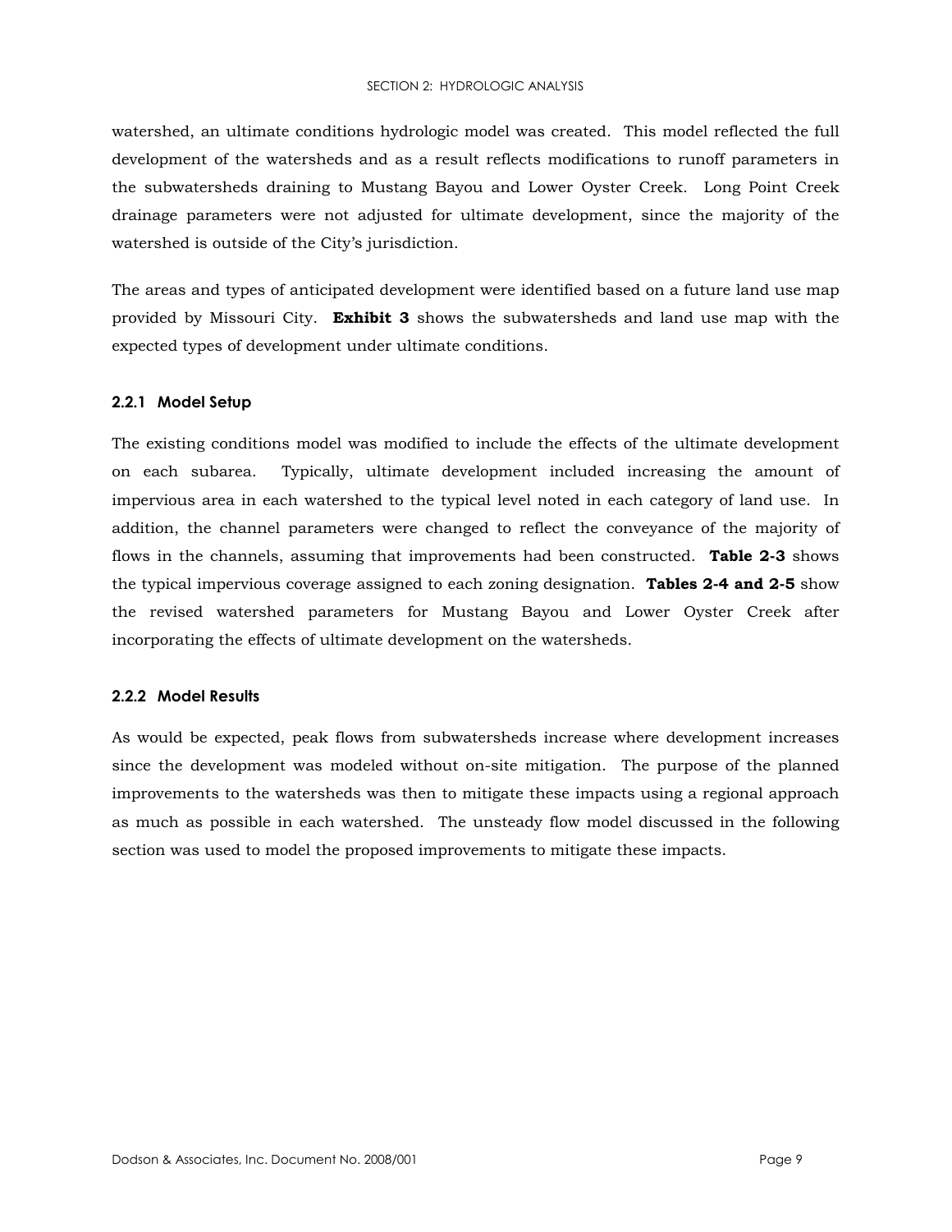watershed, an ultimate conditions hydrologic model was created. This model reflected the full development of the watersheds and as a result reflects modifications to runoff parameters in the subwatersheds draining to Mustang Bayou and Lower Oyster Creek. Long Point Creek drainage parameters were not adjusted for ultimate development, since the majority of the watershed is outside of the City's jurisdiction.

The areas and types of anticipated development were identified based on a future land use map provided by Missouri City. **Exhibit 3** shows the subwatersheds and land use map with the expected types of development under ultimate conditions.

### 2.2.1 Model Setup

The existing conditions model was modified to include the effects of the ultimate development on each subarea. Typically, ultimate development included increasing the amount of impervious area in each watershed to the typical level noted in each category of land use. In addition, the channel parameters were changed to reflect the conveyance of the majority of flows in the channels, assuming that improvements had been constructed. **Table 2-3** shows the typical impervious coverage assigned to each zoning designation. **Tables 2-4 and 2-5** show the revised watershed parameters for Mustang Bayou and Lower Oyster Creek after incorporating the effects of ultimate development on the watersheds.

### 2.2.2 Model Results

As would be expected, peak flows from subwatersheds increase where development increases since the development was modeled without on-site mitigation. The purpose of the planned improvements to the watersheds was then to mitigate these impacts using a regional approach as much as possible in each watershed. The unsteady flow model discussed in the following section was used to model the proposed improvements to mitigate these impacts.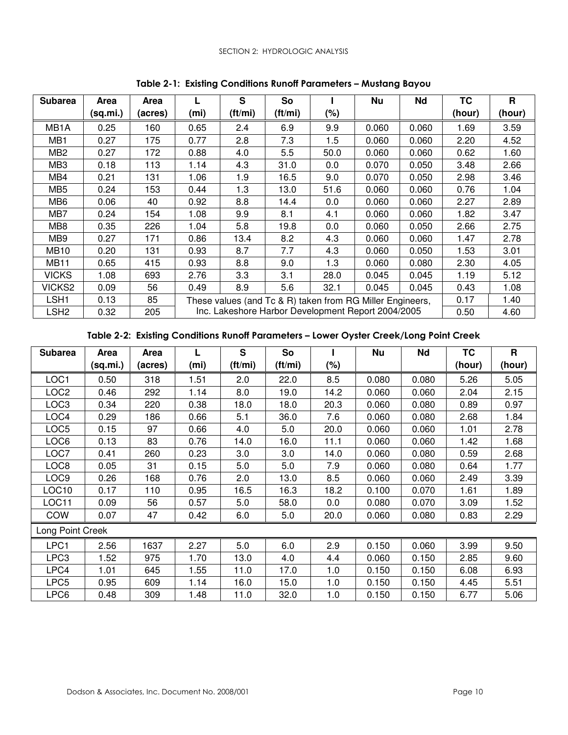**Table 2-1: Existing Conditions Runoff Parameters – Mustang Bayou**

| Subarea | Area (sq.mi.) | Area (acres) | L (mi) | S (ft/mi) | So (ft/mi) | I (%) | Nu | Nd | TC (hour) | R (hour) |
|---|---|---|---|---|---|---|---|---|---|---|
| MB1A | 0.25 | 160 | 0.65 | 2.4 | 6.9 | 9.9 | 0.060 | 0.060 | 1.69 | 3.59 |
| MB1 | 0.27 | 175 | 0.77 | 2.8 | 7.3 | 1.5 | 0.060 | 0.060 | 2.20 | 4.52 |
| MB2 | 0.27 | 172 | 0.88 | 4.0 | 5.5 | 50.0 | 0.060 | 0.060 | 0.62 | 1.60 |
| MB3 | 0.18 | 113 | 1.14 | 4.3 | 31.0 | 0.0 | 0.070 | 0.050 | 3.48 | 2.66 |
| MB4 | 0.21 | 131 | 1.06 | 1.9 | 16.5 | 9.0 | 0.070 | 0.050 | 2.98 | 3.46 |
| MB5 | 0.24 | 153 | 0.44 | 1.3 | 13.0 | 51.6 | 0.060 | 0.060 | 0.76 | 1.04 |
| MB6 | 0.06 | 40 | 0.92 | 8.8 | 14.4 | 0.0 | 0.060 | 0.060 | 2.27 | 2.89 |
| MB7 | 0.24 | 154 | 1.08 | 9.9 | 8.1 | 4.1 | 0.060 | 0.060 | 1.82 | 3.47 |
| MB8 | 0.35 | 226 | 1.04 | 5.8 | 19.8 | 0.0 | 0.060 | 0.050 | 2.66 | 2.75 |
| MB9 | 0.27 | 171 | 0.86 | 13.4 | 8.2 | 4.3 | 0.060 | 0.060 | 1.47 | 2.78 |
| MB10 | 0.20 | 131 | 0.93 | 8.7 | 7.7 | 4.3 | 0.060 | 0.050 | 1.53 | 3.01 |
| MB11 | 0.65 | 415 | 0.93 | 8.8 | 9.0 | 1.3 | 0.060 | 0.080 | 2.30 | 4.05 |
| VICKS | 1.08 | 693 | 2.76 | 3.3 | 3.1 | 28.0 | 0.045 | 0.045 | 1.19 | 5.12 |
| VICKS2 | 0.09 | 56 | 0.49 | 8.9 | 5.6 | 32.1 | 0.045 | 0.045 | 0.43 | 1.08 |
| LSH1 | 0.13 | 85 | These values (and Tc & R) taken from RG Miller Engineers, Inc. Lakeshore Harbor Development Report 2004/2005 | | | | | | 0.17 | 1.40 |
| LSH2 | 0.32 | 205 | | | | | | | 0.50 | 4.60 |

**Table 2-2: Existing Conditions Runoff Parameters – Lower Oyster Creek/Long Point Creek**

| Subarea | Area (sq.mi.) | Area (acres) | L (mi) | S (ft/mi) | So (ft/mi) | I (%) | Nu | Nd | TC (hour) | R (hour) |
|---|---|---|---|---|---|---|---|---|---|---|
| LOC1 | 0.50 | 318 | 1.51 | 2.0 | 22.0 | 8.5 | 0.080 | 0.080 | 5.26 | 5.05 |
| LOC2 | 0.46 | 292 | 1.14 | 8.0 | 19.0 | 14.2 | 0.060 | 0.060 | 2.04 | 2.15 |
| LOC3 | 0.34 | 220 | 0.38 | 18.0 | 18.0 | 20.3 | 0.060 | 0.080 | 0.89 | 0.97 |
| LOC4 | 0.29 | 186 | 0.66 | 5.1 | 36.0 | 7.6 | 0.060 | 0.080 | 2.68 | 1.84 |
| LOC5 | 0.15 | 97 | 0.66 | 4.0 | 5.0 | 20.0 | 0.060 | 0.060 | 1.01 | 2.78 |
| LOC6 | 0.13 | 83 | 0.76 | 14.0 | 16.0 | 11.1 | 0.060 | 0.060 | 1.42 | 1.68 |
| LOC7 | 0.41 | 260 | 0.23 | 3.0 | 3.0 | 14.0 | 0.060 | 0.080 | 0.59 | 2.68 |
| LOC8 | 0.05 | 31 | 0.15 | 5.0 | 5.0 | 7.9 | 0.060 | 0.080 | 0.64 | 1.77 |
| LOC9 | 0.26 | 168 | 0.76 | 2.0 | 13.0 | 8.5 | 0.060 | 0.060 | 2.49 | 3.39 |
| LOC10 | 0.17 | 110 | 0.95 | 16.5 | 16.3 | 18.2 | 0.100 | 0.070 | 1.61 | 1.89 |
| LOC11 | 0.09 | 56 | 0.57 | 5.0 | 58.0 | 0.0 | 0.080 | 0.070 | 3.09 | 1.52 |
| COW | 0.07 | 47 | 0.42 | 6.0 | 5.0 | 20.0 | 0.060 | 0.080 | 0.83 | 2.29 |
| Long Point Creek | | | | | | | | | | |
| LPC1 | 2.56 | 1637 | 2.27 | 5.0 | 6.0 | 2.9 | 0.150 | 0.060 | 3.99 | 9.50 |
| LPC3 | 1.52 | 975 | 1.70 | 13.0 | 4.0 | 4.4 | 0.060 | 0.150 | 2.85 | 9.60 |
| LPC4 | 1.01 | 645 | 1.55 | 11.0 | 17.0 | 1.0 | 0.150 | 0.150 | 6.08 | 6.93 |
| LPC5 | 0.95 | 609 | 1.14 | 16.0 | 15.0 | 1.0 | 0.150 | 0.150 | 4.45 | 5.51 |
| LPC6 | 0.48 | 309 | 1.48 | 11.0 | 32.0 | 1.0 | 0.150 | 0.150 | 6.77 | 5.06 |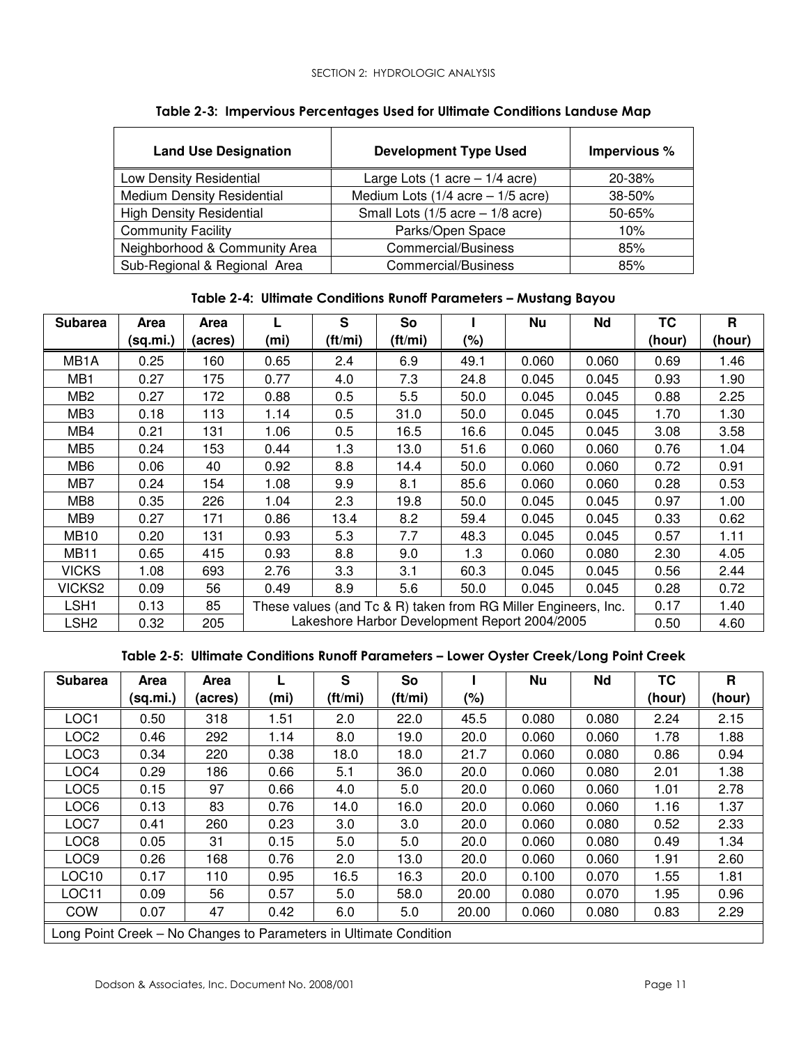**Table 2-3: Impervious Percentages Used for Ultimate Conditions Landuse Map**

| Land Use Designation | Development Type Used | Impervious % |
|---|---|---|
| Low Density Residential | Large Lots (1 acre – 1/4 acre) | 20-38% |
| Medium Density Residential | Medium Lots (1/4 acre – 1/5 acre) | 38-50% |
| High Density Residential | Small Lots (1/5 acre – 1/8 acre) | 50-65% |
| Community Facility | Parks/Open Space | 10% |
| Neighborhood & Community Area | Commercial/Business | 85% |
| Sub-Regional & Regional Area | Commercial/Business | 85% |

**Table 2-4: Ultimate Conditions Runoff Parameters – Mustang Bayou**

| Subarea | Area (sq.mi.) | Area (acres) | L (mi) | S (ft/mi) | So (ft/mi) | I (%) | Nu | Nd | TC (hour) | R (hour) |
|---|---|---|---|---|---|---|---|---|---|---|
| MB1A | 0.25 | 160 | 0.65 | 2.4 | 6.9 | 49.1 | 0.060 | 0.060 | 0.69 | 1.46 |
| MB1 | 0.27 | 175 | 0.77 | 4.0 | 7.3 | 24.8 | 0.045 | 0.045 | 0.93 | 1.90 |
| MB2 | 0.27 | 172 | 0.88 | 0.5 | 5.5 | 50.0 | 0.045 | 0.045 | 0.88 | 2.25 |
| MB3 | 0.18 | 113 | 1.14 | 0.5 | 31.0 | 50.0 | 0.045 | 0.045 | 1.70 | 1.30 |
| MB4 | 0.21 | 131 | 1.06 | 0.5 | 16.5 | 16.6 | 0.045 | 0.045 | 3.08 | 3.58 |
| MB5 | 0.24 | 153 | 0.44 | 1.3 | 13.0 | 51.6 | 0.060 | 0.060 | 0.76 | 1.04 |
| MB6 | 0.06 | 40 | 0.92 | 8.8 | 14.4 | 50.0 | 0.060 | 0.060 | 0.72 | 0.91 |
| MB7 | 0.24 | 154 | 1.08 | 9.9 | 8.1 | 85.6 | 0.060 | 0.060 | 0.28 | 0.53 |
| MB8 | 0.35 | 226 | 1.04 | 2.3 | 19.8 | 50.0 | 0.045 | 0.045 | 0.97 | 1.00 |
| MB9 | 0.27 | 171 | 0.86 | 13.4 | 8.2 | 59.4 | 0.045 | 0.045 | 0.33 | 0.62 |
| MB10 | 0.20 | 131 | 0.93 | 5.3 | 7.7 | 48.3 | 0.045 | 0.045 | 0.57 | 1.11 |
| MB11 | 0.65 | 415 | 0.93 | 8.8 | 9.0 | 1.3 | 0.060 | 0.080 | 2.30 | 4.05 |
| VICKS | 1.08 | 693 | 2.76 | 3.3 | 3.1 | 60.3 | 0.045 | 0.045 | 0.56 | 2.44 |
| VICKS2 | 0.09 | 56 | 0.49 | 8.9 | 5.6 | 50.0 | 0.045 | 0.045 | 0.28 | 0.72 |
| LSH1 | 0.13 | 85 | These values (and Tc & R) taken from RG Miller Engineers, Inc. Lakeshore Harbor Development Report 2004/2005 | | | | | | 0.17 | 1.40 |
| LSH2 | 0.32 | 205 | | | | | | | 0.50 | 4.60 |

**Table 2-5: Ultimate Conditions Runoff Parameters – Lower Oyster Creek/Long Point Creek**

| Subarea | Area (sq.mi.) | Area (acres) | L (mi) | S (ft/mi) | So (ft/mi) | I (%) | Nu | Nd | TC (hour) | R (hour) |
|---|---|---|---|---|---|---|---|---|---|---|
| LOC1 | 0.50 | 318 | 1.51 | 2.0 | 22.0 | 45.5 | 0.080 | 0.080 | 2.24 | 2.15 |
| LOC2 | 0.46 | 292 | 1.14 | 8.0 | 19.0 | 20.0 | 0.060 | 0.060 | 1.78 | 1.88 |
| LOC3 | 0.34 | 220 | 0.38 | 18.0 | 18.0 | 21.7 | 0.060 | 0.080 | 0.86 | 0.94 |
| LOC4 | 0.29 | 186 | 0.66 | 5.1 | 36.0 | 20.0 | 0.060 | 0.080 | 2.01 | 1.38 |
| LOC5 | 0.15 | 97 | 0.66 | 4.0 | 5.0 | 20.0 | 0.060 | 0.060 | 1.01 | 2.78 |
| LOC6 | 0.13 | 83 | 0.76 | 14.0 | 16.0 | 20.0 | 0.060 | 0.060 | 1.16 | 1.37 |
| LOC7 | 0.41 | 260 | 0.23 | 3.0 | 3.0 | 20.0 | 0.060 | 0.080 | 0.52 | 2.33 |
| LOC8 | 0.05 | 31 | 0.15 | 5.0 | 5.0 | 20.0 | 0.060 | 0.080 | 0.49 | 1.34 |
| LOC9 | 0.26 | 168 | 0.76 | 2.0 | 13.0 | 20.0 | 0.060 | 0.060 | 1.91 | 2.60 |
| LOC10 | 0.17 | 110 | 0.95 | 16.5 | 16.3 | 20.0 | 0.100 | 0.070 | 1.55 | 1.81 |
| LOC11 | 0.09 | 56 | 0.57 | 5.0 | 58.0 | 20.00 | 0.080 | 0.070 | 1.95 | 0.96 |
| COW | 0.07 | 47 | 0.42 | 6.0 | 5.0 | 20.00 | 0.060 | 0.080 | 0.83 | 2.29 |
| Long Point Creek – No Changes to Parameters in Ultimate Condition | | | | | | | | | | |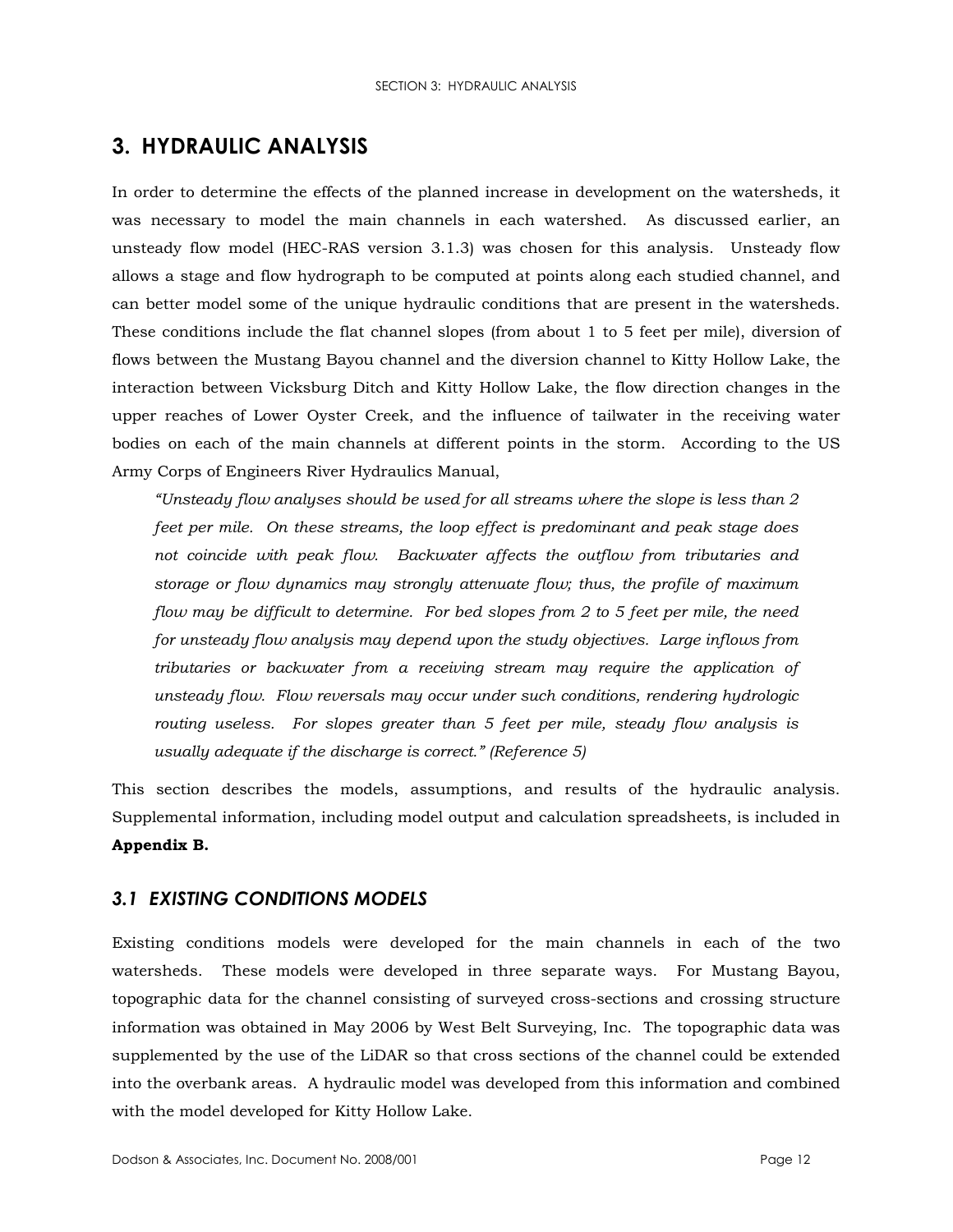# 3. HYDRAULIC ANALYSIS

In order to determine the effects of the planned increase in development on the watersheds, it was necessary to model the main channels in each watershed. As discussed earlier, an unsteady flow model (HEC-RAS version 3.1.3) was chosen for this analysis. Unsteady flow allows a stage and flow hydrograph to be computed at points along each studied channel, and can better model some of the unique hydraulic conditions that are present in the watersheds. These conditions include the flat channel slopes (from about 1 to 5 feet per mile), diversion of flows between the Mustang Bayou channel and the diversion channel to Kitty Hollow Lake, the interaction between Vicksburg Ditch and Kitty Hollow Lake, the flow direction changes in the upper reaches of Lower Oyster Creek, and the influence of tailwater in the receiving water bodies on each of the main channels at different points in the storm. According to the US Army Corps of Engineers River Hydraulics Manual,

> *"Unsteady flow analyses should be used for all streams where the slope is less than 2 feet per mile. On these streams, the loop effect is predominant and peak stage does not coincide with peak flow. Backwater affects the outflow from tributaries and storage or flow dynamics may strongly attenuate flow; thus, the profile of maximum flow may be difficult to determine. For bed slopes from 2 to 5 feet per mile, the need for unsteady flow analysis may depend upon the study objectives. Large inflows from tributaries or backwater from a receiving stream may require the application of unsteady flow. Flow reversals may occur under such conditions, rendering hydrologic routing useless. For slopes greater than 5 feet per mile, steady flow analysis is usually adequate if the discharge is correct." (Reference 5)*

This section describes the models, assumptions, and results of the hydraulic analysis. Supplemental information, including model output and calculation spreadsheets, is included in **Appendix B.**

## *3.1 EXISTING CONDITIONS MODELS*

Existing conditions models were developed for the main channels in each of the two watersheds. These models were developed in three separate ways. For Mustang Bayou, topographic data for the channel consisting of surveyed cross-sections and crossing structure information was obtained in May 2006 by West Belt Surveying, Inc. The topographic data was supplemented by the use of the LiDAR so that cross sections of the channel could be extended into the overbank areas. A hydraulic model was developed from this information and combined with the model developed for Kitty Hollow Lake.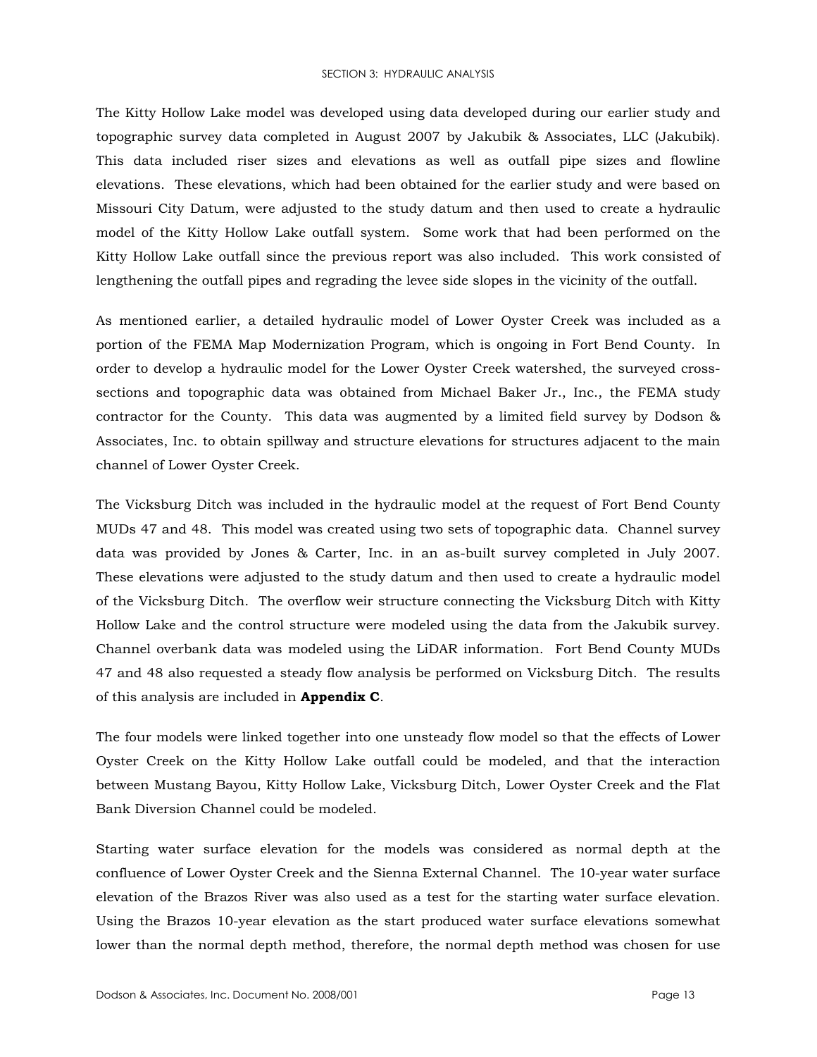The Kitty Hollow Lake model was developed using data developed during our earlier study and topographic survey data completed in August 2007 by Jakubik & Associates, LLC (Jakubik). This data included riser sizes and elevations as well as outfall pipe sizes and flowline elevations. These elevations, which had been obtained for the earlier study and were based on Missouri City Datum, were adjusted to the study datum and then used to create a hydraulic model of the Kitty Hollow Lake outfall system. Some work that had been performed on the Kitty Hollow Lake outfall since the previous report was also included. This work consisted of lengthening the outfall pipes and regrading the levee side slopes in the vicinity of the outfall.

As mentioned earlier, a detailed hydraulic model of Lower Oyster Creek was included as a portion of the FEMA Map Modernization Program, which is ongoing in Fort Bend County. In order to develop a hydraulic model for the Lower Oyster Creek watershed, the surveyed cross-sections and topographic data was obtained from Michael Baker Jr., Inc., the FEMA study contractor for the County. This data was augmented by a limited field survey by Dodson & Associates, Inc. to obtain spillway and structure elevations for structures adjacent to the main channel of Lower Oyster Creek.

The Vicksburg Ditch was included in the hydraulic model at the request of Fort Bend County MUDs 47 and 48. This model was created using two sets of topographic data. Channel survey data was provided by Jones & Carter, Inc. in an as-built survey completed in July 2007. These elevations were adjusted to the study datum and then used to create a hydraulic model of the Vicksburg Ditch. The overflow weir structure connecting the Vicksburg Ditch with Kitty Hollow Lake and the control structure were modeled using the data from the Jakubik survey. Channel overbank data was modeled using the LiDAR information. Fort Bend County MUDs 47 and 48 also requested a steady flow analysis be performed on Vicksburg Ditch. The results of this analysis are included in **Appendix C**.

The four models were linked together into one unsteady flow model so that the effects of Lower Oyster Creek on the Kitty Hollow Lake outfall could be modeled, and that the interaction between Mustang Bayou, Kitty Hollow Lake, Vicksburg Ditch, Lower Oyster Creek and the Flat Bank Diversion Channel could be modeled.

Starting water surface elevation for the models was considered as normal depth at the confluence of Lower Oyster Creek and the Sienna External Channel. The 10-year water surface elevation of the Brazos River was also used as a test for the starting water surface elevation. Using the Brazos 10-year elevation as the start produced water surface elevations somewhat lower than the normal depth method, therefore, the normal depth method was chosen for use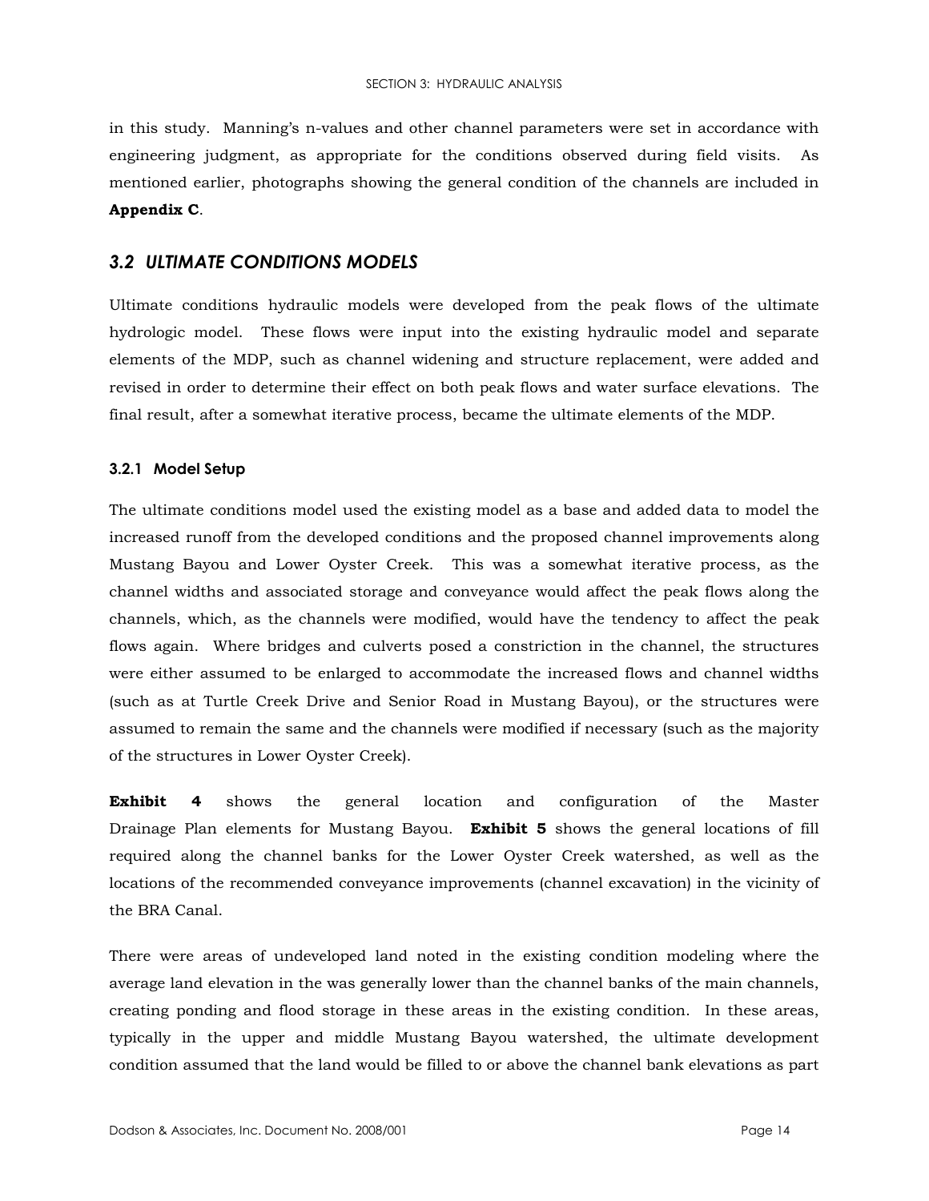in this study. Manning's n-values and other channel parameters were set in accordance with engineering judgment, as appropriate for the conditions observed during field visits. As mentioned earlier, photographs showing the general condition of the channels are included in **Appendix C**.

## *3.2 ULTIMATE CONDITIONS MODELS*

Ultimate conditions hydraulic models were developed from the peak flows of the ultimate hydrologic model. These flows were input into the existing hydraulic model and separate elements of the MDP, such as channel widening and structure replacement, were added and revised in order to determine their effect on both peak flows and water surface elevations. The final result, after a somewhat iterative process, became the ultimate elements of the MDP.

### 3.2.1 Model Setup

The ultimate conditions model used the existing model as a base and added data to model the increased runoff from the developed conditions and the proposed channel improvements along Mustang Bayou and Lower Oyster Creek. This was a somewhat iterative process, as the channel widths and associated storage and conveyance would affect the peak flows along the channels, which, as the channels were modified, would have the tendency to affect the peak flows again. Where bridges and culverts posed a constriction in the channel, the structures were either assumed to be enlarged to accommodate the increased flows and channel widths (such as at Turtle Creek Drive and Senior Road in Mustang Bayou), or the structures were assumed to remain the same and the channels were modified if necessary (such as the majority of the structures in Lower Oyster Creek).

**Exhibit 4** shows the general location and configuration of the Master Drainage Plan elements for Mustang Bayou. **Exhibit 5** shows the general locations of fill required along the channel banks for the Lower Oyster Creek watershed, as well as the locations of the recommended conveyance improvements (channel excavation) in the vicinity of the BRA Canal.

There were areas of undeveloped land noted in the existing condition modeling where the average land elevation in the was generally lower than the channel banks of the main channels, creating ponding and flood storage in these areas in the existing condition. In these areas, typically in the upper and middle Mustang Bayou watershed, the ultimate development condition assumed that the land would be filled to or above the channel bank elevations as part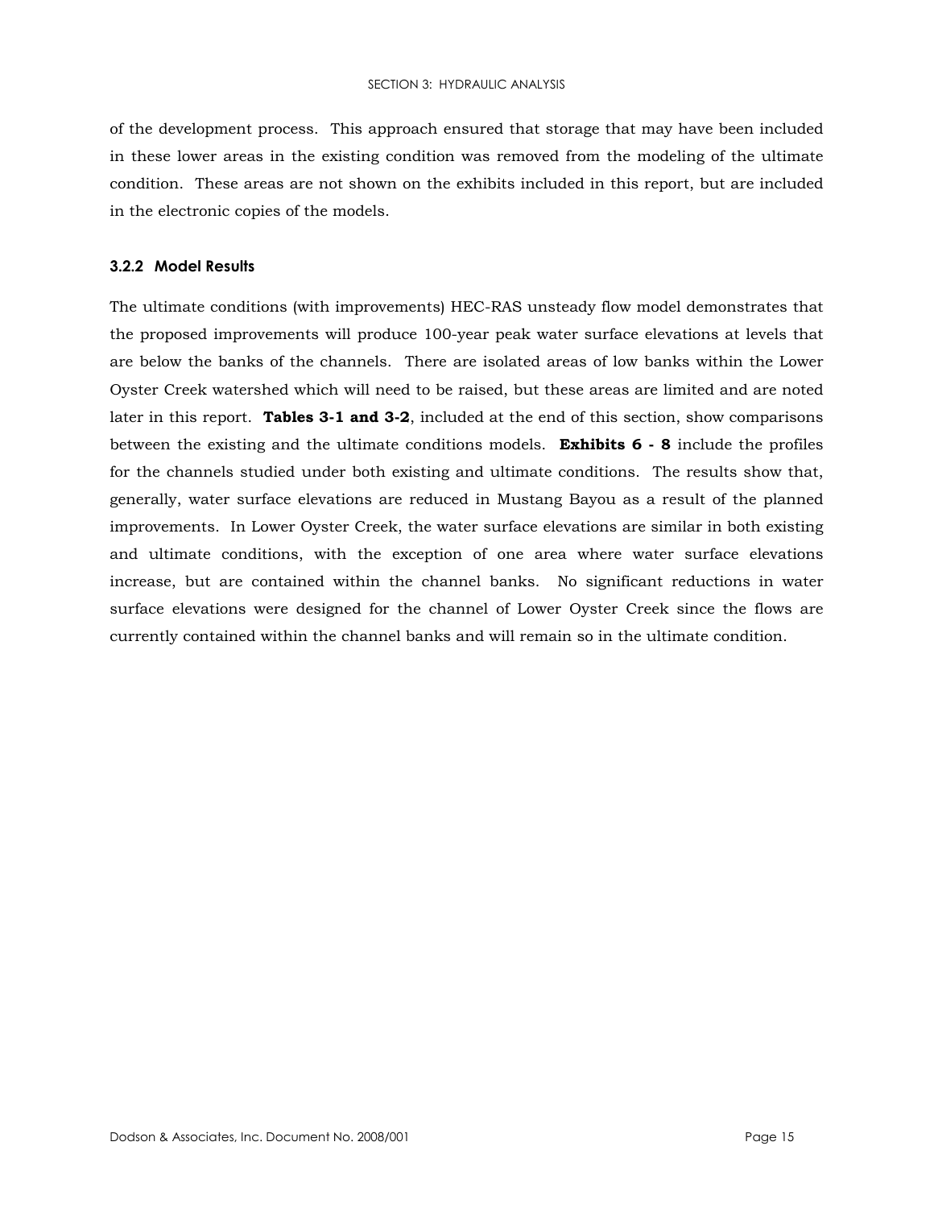of the development process. This approach ensured that storage that may have been included in these lower areas in the existing condition was removed from the modeling of the ultimate condition. These areas are not shown on the exhibits included in this report, but are included in the electronic copies of the models.

### 3.2.2 Model Results

The ultimate conditions (with improvements) HEC-RAS unsteady flow model demonstrates that the proposed improvements will produce 100-year peak water surface elevations at levels that are below the banks of the channels. There are isolated areas of low banks within the Lower Oyster Creek watershed which will need to be raised, but these areas are limited and are noted later in this report. **Tables 3-1 and 3-2**, included at the end of this section, show comparisons between the existing and the ultimate conditions models. **Exhibits 6 - 8** include the profiles for the channels studied under both existing and ultimate conditions. The results show that, generally, water surface elevations are reduced in Mustang Bayou as a result of the planned improvements. In Lower Oyster Creek, the water surface elevations are similar in both existing and ultimate conditions, with the exception of one area where water surface elevations increase, but are contained within the channel banks. No significant reductions in water surface elevations were designed for the channel of Lower Oyster Creek since the flows are currently contained within the channel banks and will remain so in the ultimate condition.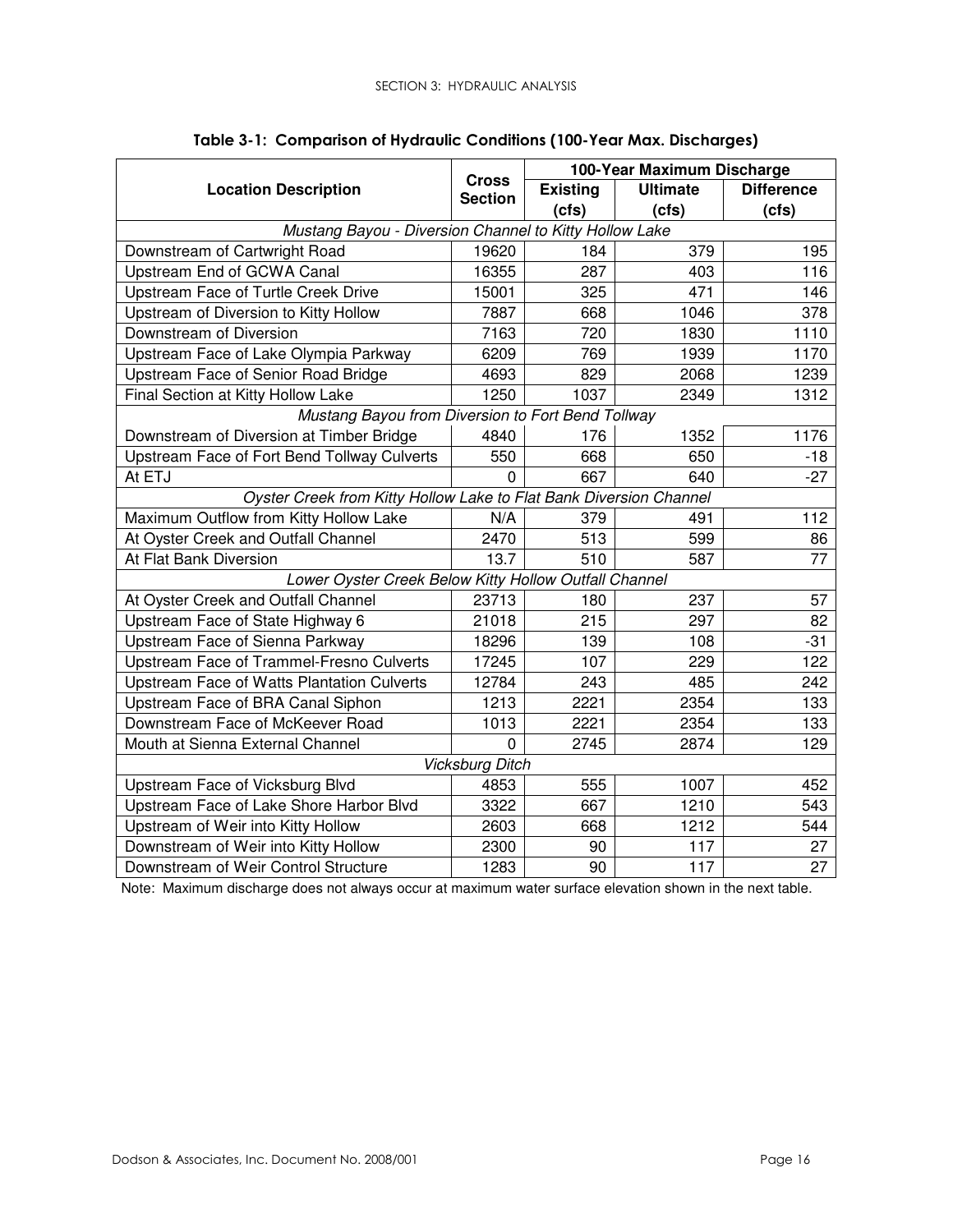**Table 3-1: Comparison of Hydraulic Conditions (100-Year Max. Discharges)**

| Location Description | Cross Section | 100-Year Maximum Discharge | | |
|---|---|---|---|---|
| | | Existing (cfs) | Ultimate (cfs) | Difference (cfs) |
| *Mustang Bayou - Diversion Channel to Kitty Hollow Lake* | | | | |
| Downstream of Cartwright Road | 19620 | 184 | 379 | 195 |
| Upstream End of GCWA Canal | 16355 | 287 | 403 | 116 |
| Upstream Face of Turtle Creek Drive | 15001 | 325 | 471 | 146 |
| Upstream of Diversion to Kitty Hollow | 7887 | 668 | 1046 | 378 |
| Downstream of Diversion | 7163 | 720 | 1830 | 1110 |
| Upstream Face of Lake Olympia Parkway | 6209 | 769 | 1939 | 1170 |
| Upstream Face of Senior Road Bridge | 4693 | 829 | 2068 | 1239 |
| Final Section at Kitty Hollow Lake | 1250 | 1037 | 2349 | 1312 |
| *Mustang Bayou from Diversion to Fort Bend Tollway* | | | | |
| Downstream of Diversion at Timber Bridge | 4840 | 176 | 1352 | 1176 |
| Upstream Face of Fort Bend Tollway Culverts | 550 | 668 | 650 | -18 |
| At ETJ | 0 | 667 | 640 | -27 |
| *Oyster Creek from Kitty Hollow Lake to Flat Bank Diversion Channel* | | | | |
| Maximum Outflow from Kitty Hollow Lake | N/A | 379 | 491 | 112 |
| At Oyster Creek and Outfall Channel | 2470 | 513 | 599 | 86 |
| At Flat Bank Diversion | 13.7 | 510 | 587 | 77 |
| *Lower Oyster Creek Below Kitty Hollow Outfall Channel* | | | | |
| At Oyster Creek and Outfall Channel | 23713 | 180 | 237 | 57 |
| Upstream Face of State Highway 6 | 21018 | 215 | 297 | 82 |
| Upstream Face of Sienna Parkway | 18296 | 139 | 108 | -31 |
| Upstream Face of Trammel-Fresno Culverts | 17245 | 107 | 229 | 122 |
| Upstream Face of Watts Plantation Culverts | 12784 | 243 | 485 | 242 |
| Upstream Face of BRA Canal Siphon | 1213 | 2221 | 2354 | 133 |
| Downstream Face of McKeever Road | 1013 | 2221 | 2354 | 133 |
| Mouth at Sienna External Channel | 0 | 2745 | 2874 | 129 |
| *Vicksburg Ditch* | | | | |
| Upstream Face of Vicksburg Blvd | 4853 | 555 | 1007 | 452 |
| Upstream Face of Lake Shore Harbor Blvd | 3322 | 667 | 1210 | 543 |
| Upstream of Weir into Kitty Hollow | 2603 | 668 | 1212 | 544 |
| Downstream of Weir into Kitty Hollow | 2300 | 90 | 117 | 27 |
| Downstream of Weir Control Structure | 1283 | 90 | 117 | 27 |

Note: Maximum discharge does not always occur at maximum water surface elevation shown in the next table.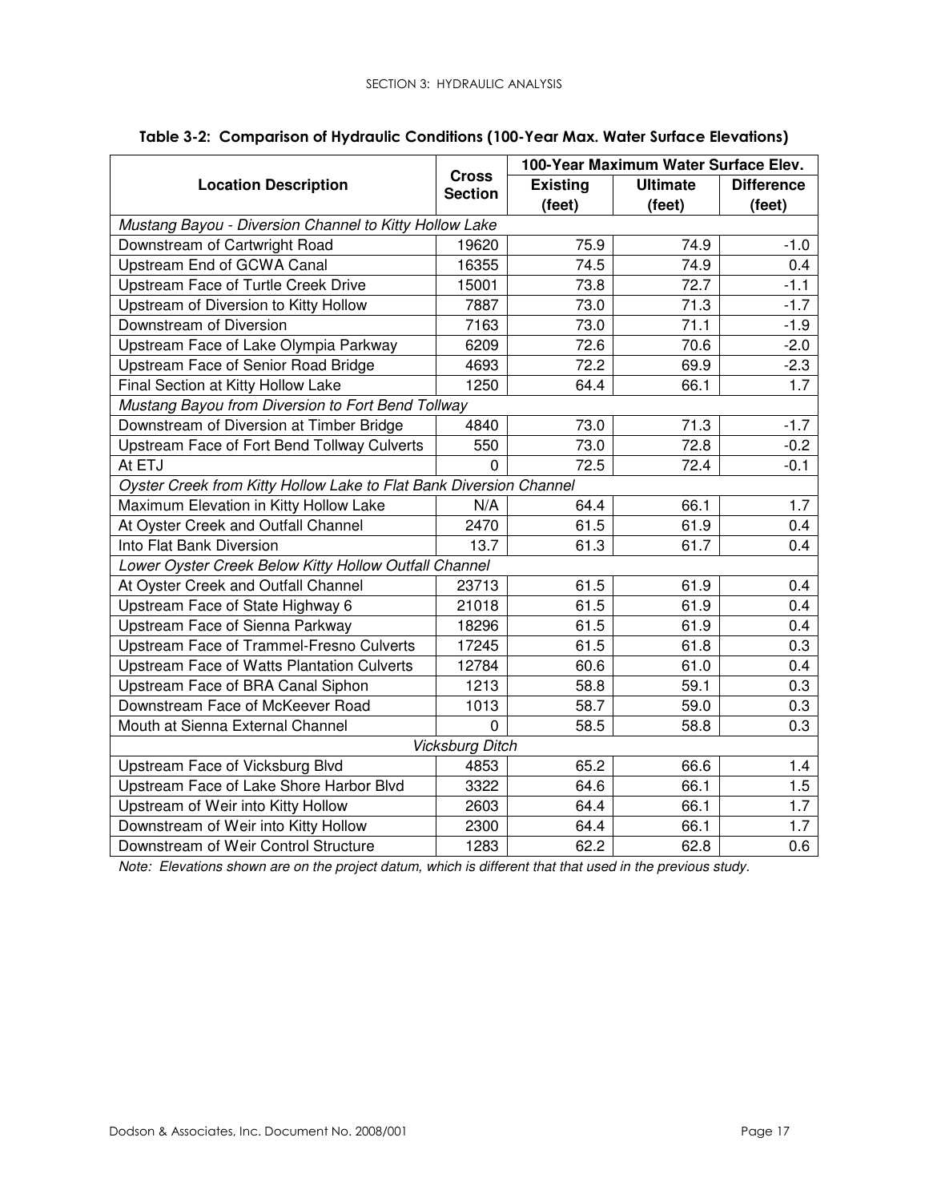**Table 3-2: Comparison of Hydraulic Conditions (100-Year Max. Water Surface Elevations)**

| Location Description | Cross Section | 100-Year Maximum Water Surface Elev. | | |
|---|---|---|---|---|
| | | Existing (feet) | Ultimate (feet) | Difference (feet) |
| *Mustang Bayou - Diversion Channel to Kitty Hollow Lake* | | | | |
| Downstream of Cartwright Road | 19620 | 75.9 | 74.9 | -1.0 |
| Upstream End of GCWA Canal | 16355 | 74.5 | 74.9 | 0.4 |
| Upstream Face of Turtle Creek Drive | 15001 | 73.8 | 72.7 | -1.1 |
| Upstream of Diversion to Kitty Hollow | 7887 | 73.0 | 71.3 | -1.7 |
| Downstream of Diversion | 7163 | 73.0 | 71.1 | -1.9 |
| Upstream Face of Lake Olympia Parkway | 6209 | 72.6 | 70.6 | -2.0 |
| Upstream Face of Senior Road Bridge | 4693 | 72.2 | 69.9 | -2.3 |
| Final Section at Kitty Hollow Lake | 1250 | 64.4 | 66.1 | 1.7 |
| *Mustang Bayou from Diversion to Fort Bend Tollway* | | | | |
| Downstream of Diversion at Timber Bridge | 4840 | 73.0 | 71.3 | -1.7 |
| Upstream Face of Fort Bend Tollway Culverts | 550 | 73.0 | 72.8 | -0.2 |
| At ETJ | 0 | 72.5 | 72.4 | -0.1 |
| *Oyster Creek from Kitty Hollow Lake to Flat Bank Diversion Channel* | | | | |
| Maximum Elevation in Kitty Hollow Lake | N/A | 64.4 | 66.1 | 1.7 |
| At Oyster Creek and Outfall Channel | 2470 | 61.5 | 61.9 | 0.4 |
| Into Flat Bank Diversion | 13.7 | 61.3 | 61.7 | 0.4 |
| *Lower Oyster Creek Below Kitty Hollow Outfall Channel* | | | | |
| At Oyster Creek and Outfall Channel | 23713 | 61.5 | 61.9 | 0.4 |
| Upstream Face of State Highway 6 | 21018 | 61.5 | 61.9 | 0.4 |
| Upstream Face of Sienna Parkway | 18296 | 61.5 | 61.9 | 0.4 |
| Upstream Face of Trammel-Fresno Culverts | 17245 | 61.5 | 61.8 | 0.3 |
| Upstream Face of Watts Plantation Culverts | 12784 | 60.6 | 61.0 | 0.4 |
| Upstream Face of BRA Canal Siphon | 1213 | 58.8 | 59.1 | 0.3 |
| Downstream Face of McKeever Road | 1013 | 58.7 | 59.0 | 0.3 |
| Mouth at Sienna External Channel | 0 | 58.5 | 58.8 | 0.3 |
| *Vicksburg Ditch* | | | | |
| Upstream Face of Vicksburg Blvd | 4853 | 65.2 | 66.6 | 1.4 |
| Upstream Face of Lake Shore Harbor Blvd | 3322 | 64.6 | 66.1 | 1.5 |
| Upstream of Weir into Kitty Hollow | 2603 | 64.4 | 66.1 | 1.7 |
| Downstream of Weir into Kitty Hollow | 2300 | 64.4 | 66.1 | 1.7 |
| Downstream of Weir Control Structure | 1283 | 62.2 | 62.8 | 0.6 |

*Note: Elevations shown are on the project datum, which is different that that used in the previous study.*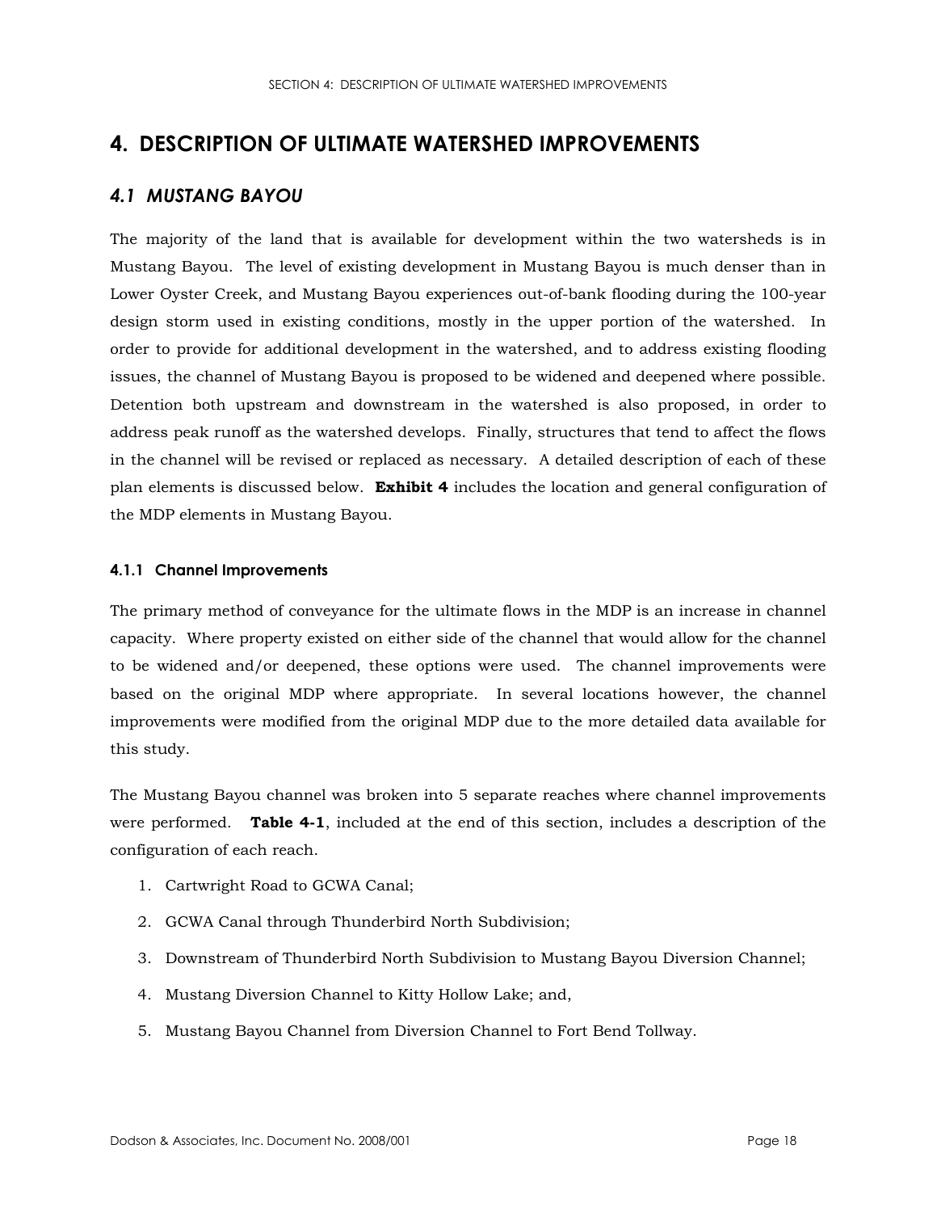# 4. DESCRIPTION OF ULTIMATE WATERSHED IMPROVEMENTS

## *4.1 MUSTANG BAYOU*

The majority of the land that is available for development within the two watersheds is in Mustang Bayou. The level of existing development in Mustang Bayou is much denser than in Lower Oyster Creek, and Mustang Bayou experiences out-of-bank flooding during the 100-year design storm used in existing conditions, mostly in the upper portion of the watershed. In order to provide for additional development in the watershed, and to address existing flooding issues, the channel of Mustang Bayou is proposed to be widened and deepened where possible. Detention both upstream and downstream in the watershed is also proposed, in order to address peak runoff as the watershed develops. Finally, structures that tend to affect the flows in the channel will be revised or replaced as necessary. A detailed description of each of these plan elements is discussed below. **Exhibit 4** includes the location and general configuration of the MDP elements in Mustang Bayou.

### 4.1.1 Channel Improvements

The primary method of conveyance for the ultimate flows in the MDP is an increase in channel capacity. Where property existed on either side of the channel that would allow for the channel to be widened and/or deepened, these options were used. The channel improvements were based on the original MDP where appropriate. In several locations however, the channel improvements were modified from the original MDP due to the more detailed data available for this study.

The Mustang Bayou channel was broken into 5 separate reaches where channel improvements were performed. **Table 4-1**, included at the end of this section, includes a description of the configuration of each reach.

1. Cartwright Road to GCWA Canal;
2. GCWA Canal through Thunderbird North Subdivision;
3. Downstream of Thunderbird North Subdivision to Mustang Bayou Diversion Channel;
4. Mustang Diversion Channel to Kitty Hollow Lake; and,
5. Mustang Bayou Channel from Diversion Channel to Fort Bend Tollway.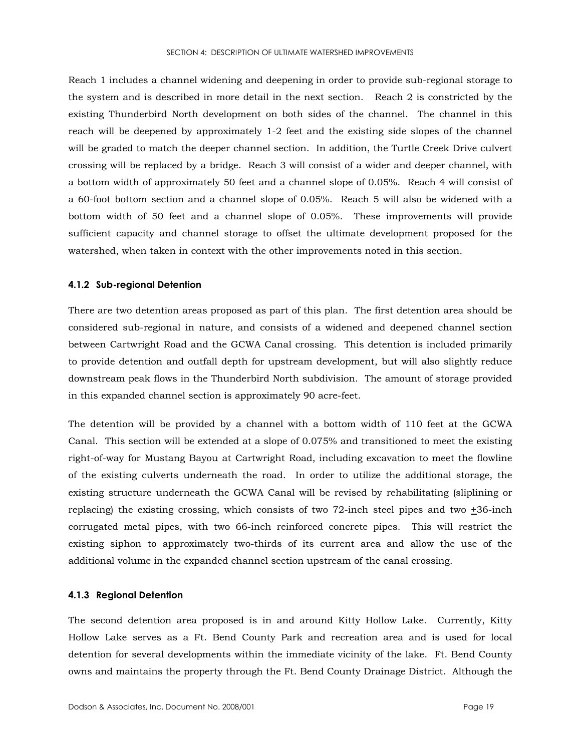Reach 1 includes a channel widening and deepening in order to provide sub-regional storage to the system and is described in more detail in the next section. Reach 2 is constricted by the existing Thunderbird North development on both sides of the channel. The channel in this reach will be deepened by approximately 1-2 feet and the existing side slopes of the channel will be graded to match the deeper channel section. In addition, the Turtle Creek Drive culvert crossing will be replaced by a bridge. Reach 3 will consist of a wider and deeper channel, with a bottom width of approximately 50 feet and a channel slope of 0.05%. Reach 4 will consist of a 60-foot bottom section and a channel slope of 0.05%. Reach 5 will also be widened with a bottom width of 50 feet and a channel slope of 0.05%. These improvements will provide sufficient capacity and channel storage to offset the ultimate development proposed for the watershed, when taken in context with the other improvements noted in this section.

#### 4.1.2 Sub-regional Detention

There are two detention areas proposed as part of this plan. The first detention area should be considered sub-regional in nature, and consists of a widened and deepened channel section between Cartwright Road and the GCWA Canal crossing. This detention is included primarily to provide detention and outfall depth for upstream development, but will also slightly reduce downstream peak flows in the Thunderbird North subdivision. The amount of storage provided in this expanded channel section is approximately 90 acre-feet.

The detention will be provided by a channel with a bottom width of 110 feet at the GCWA Canal. This section will be extended at a slope of 0.075% and transitioned to meet the existing right-of-way for Mustang Bayou at Cartwright Road, including excavation to meet the flowline of the existing culverts underneath the road. In order to utilize the additional storage, the existing structure underneath the GCWA Canal will be revised by rehabilitating (sliplining or replacing) the existing crossing, which consists of two 72-inch steel pipes and two ±36-inch corrugated metal pipes, with two 66-inch reinforced concrete pipes. This will restrict the existing siphon to approximately two-thirds of its current area and allow the use of the additional volume in the expanded channel section upstream of the canal crossing.

#### 4.1.3 Regional Detention

The second detention area proposed is in and around Kitty Hollow Lake. Currently, Kitty Hollow Lake serves as a Ft. Bend County Park and recreation area and is used for local detention for several developments within the immediate vicinity of the lake. Ft. Bend County owns and maintains the property through the Ft. Bend County Drainage District. Although the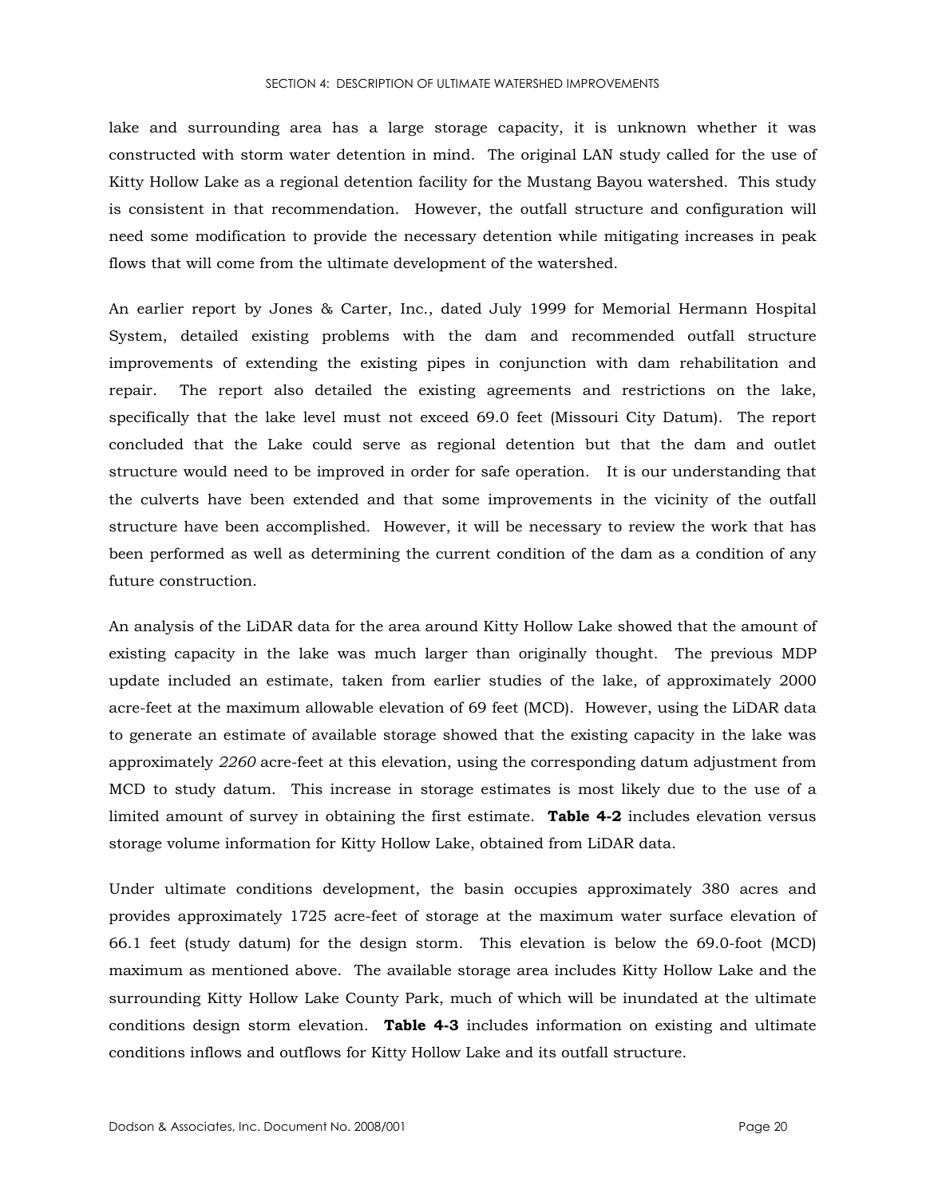lake and surrounding area has a large storage capacity, it is unknown whether it was constructed with storm water detention in mind. The original LAN study called for the use of Kitty Hollow Lake as a regional detention facility for the Mustang Bayou watershed. This study is consistent in that recommendation. However, the outfall structure and configuration will need some modification to provide the necessary detention while mitigating increases in peak flows that will come from the ultimate development of the watershed.

An earlier report by Jones & Carter, Inc., dated July 1999 for Memorial Hermann Hospital System, detailed existing problems with the dam and recommended outfall structure improvements of extending the existing pipes in conjunction with dam rehabilitation and repair. The report also detailed the existing agreements and restrictions on the lake, specifically that the lake level must not exceed 69.0 feet (Missouri City Datum). The report concluded that the Lake could serve as regional detention but that the dam and outlet structure would need to be improved in order for safe operation. It is our understanding that the culverts have been extended and that some improvements in the vicinity of the outfall structure have been accomplished. However, it will be necessary to review the work that has been performed as well as determining the current condition of the dam as a condition of any future construction.

An analysis of the LiDAR data for the area around Kitty Hollow Lake showed that the amount of existing capacity in the lake was much larger than originally thought. The previous MDP update included an estimate, taken from earlier studies of the lake, of approximately 2000 acre-feet at the maximum allowable elevation of 69 feet (MCD). However, using the LiDAR data to generate an estimate of available storage showed that the existing capacity in the lake was approximately *2260* acre-feet at this elevation, using the corresponding datum adjustment from MCD to study datum. This increase in storage estimates is most likely due to the use of a limited amount of survey in obtaining the first estimate. **Table 4-2** includes elevation versus storage volume information for Kitty Hollow Lake, obtained from LiDAR data.

Under ultimate conditions development, the basin occupies approximately 380 acres and provides approximately 1725 acre-feet of storage at the maximum water surface elevation of 66.1 feet (study datum) for the design storm. This elevation is below the 69.0-foot (MCD) maximum as mentioned above. The available storage area includes Kitty Hollow Lake and the surrounding Kitty Hollow Lake County Park, much of which will be inundated at the ultimate conditions design storm elevation. **Table 4-3** includes information on existing and ultimate conditions inflows and outflows for Kitty Hollow Lake and its outfall structure.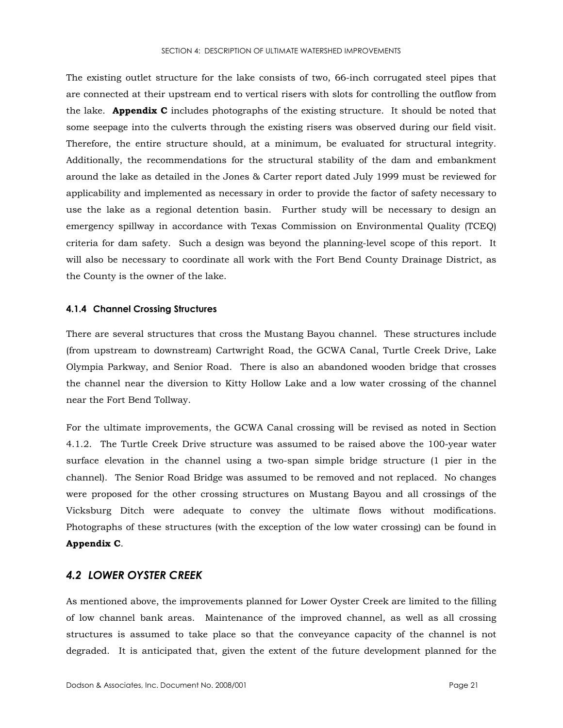The existing outlet structure for the lake consists of two, 66-inch corrugated steel pipes that are connected at their upstream end to vertical risers with slots for controlling the outflow from the lake. **Appendix C** includes photographs of the existing structure. It should be noted that some seepage into the culverts through the existing risers was observed during our field visit. Therefore, the entire structure should, at a minimum, be evaluated for structural integrity. Additionally, the recommendations for the structural stability of the dam and embankment around the lake as detailed in the Jones & Carter report dated July 1999 must be reviewed for applicability and implemented as necessary in order to provide the factor of safety necessary to use the lake as a regional detention basin. Further study will be necessary to design an emergency spillway in accordance with Texas Commission on Environmental Quality (TCEQ) criteria for dam safety. Such a design was beyond the planning-level scope of this report. It will also be necessary to coordinate all work with the Fort Bend County Drainage District, as the County is the owner of the lake.

#### 4.1.4 Channel Crossing Structures

There are several structures that cross the Mustang Bayou channel. These structures include (from upstream to downstream) Cartwright Road, the GCWA Canal, Turtle Creek Drive, Lake Olympia Parkway, and Senior Road. There is also an abandoned wooden bridge that crosses the channel near the diversion to Kitty Hollow Lake and a low water crossing of the channel near the Fort Bend Tollway.

For the ultimate improvements, the GCWA Canal crossing will be revised as noted in Section 4.1.2. The Turtle Creek Drive structure was assumed to be raised above the 100-year water surface elevation in the channel using a two-span simple bridge structure (1 pier in the channel). The Senior Road Bridge was assumed to be removed and not replaced. No changes were proposed for the other crossing structures on Mustang Bayou and all crossings of the Vicksburg Ditch were adequate to convey the ultimate flows without modifications. Photographs of these structures (with the exception of the low water crossing) can be found in **Appendix C**.

### *4.2 LOWER OYSTER CREEK*

As mentioned above, the improvements planned for Lower Oyster Creek are limited to the filling of low channel bank areas. Maintenance of the improved channel, as well as all crossing structures is assumed to take place so that the conveyance capacity of the channel is not degraded. It is anticipated that, given the extent of the future development planned for the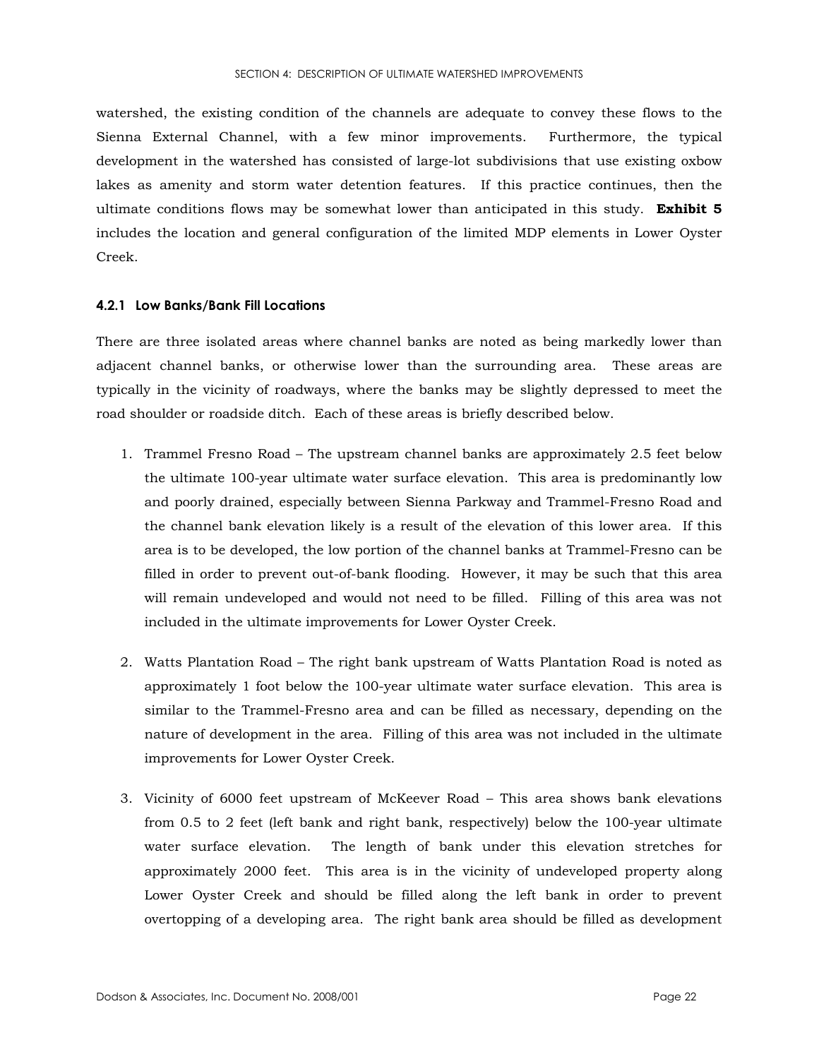watershed, the existing condition of the channels are adequate to convey these flows to the Sienna External Channel, with a few minor improvements. Furthermore, the typical development in the watershed has consisted of large-lot subdivisions that use existing oxbow lakes as amenity and storm water detention features. If this practice continues, then the ultimate conditions flows may be somewhat lower than anticipated in this study. **Exhibit 5** includes the location and general configuration of the limited MDP elements in Lower Oyster Creek.

### 4.2.1 Low Banks/Bank Fill Locations

There are three isolated areas where channel banks are noted as being markedly lower than adjacent channel banks, or otherwise lower than the surrounding area. These areas are typically in the vicinity of roadways, where the banks may be slightly depressed to meet the road shoulder or roadside ditch. Each of these areas is briefly described below.

1. Trammel Fresno Road – The upstream channel banks are approximately 2.5 feet below the ultimate 100-year ultimate water surface elevation. This area is predominantly low and poorly drained, especially between Sienna Parkway and Trammel-Fresno Road and the channel bank elevation likely is a result of the elevation of this lower area. If this area is to be developed, the low portion of the channel banks at Trammel-Fresno can be filled in order to prevent out-of-bank flooding. However, it may be such that this area will remain undeveloped and would not need to be filled. Filling of this area was not included in the ultimate improvements for Lower Oyster Creek.

2. Watts Plantation Road – The right bank upstream of Watts Plantation Road is noted as approximately 1 foot below the 100-year ultimate water surface elevation. This area is similar to the Trammel-Fresno area and can be filled as necessary, depending on the nature of development in the area. Filling of this area was not included in the ultimate improvements for Lower Oyster Creek.

3. Vicinity of 6000 feet upstream of McKeever Road – This area shows bank elevations from 0.5 to 2 feet (left bank and right bank, respectively) below the 100-year ultimate water surface elevation. The length of bank under this elevation stretches for approximately 2000 feet. This area is in the vicinity of undeveloped property along Lower Oyster Creek and should be filled along the left bank in order to prevent overtopping of a developing area. The right bank area should be filled as development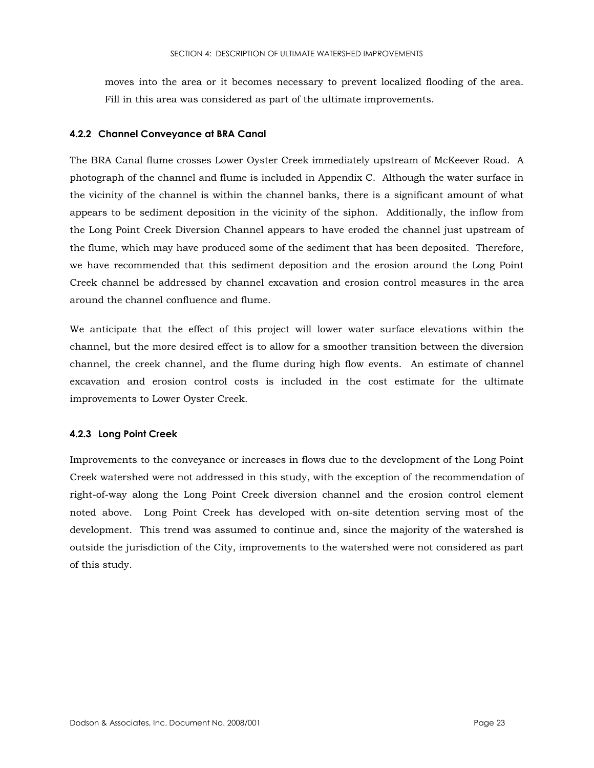moves into the area or it becomes necessary to prevent localized flooding of the area. Fill in this area was considered as part of the ultimate improvements.

### 4.2.2 Channel Conveyance at BRA Canal

The BRA Canal flume crosses Lower Oyster Creek immediately upstream of McKeever Road. A photograph of the channel and flume is included in Appendix C. Although the water surface in the vicinity of the channel is within the channel banks, there is a significant amount of what appears to be sediment deposition in the vicinity of the siphon. Additionally, the inflow from the Long Point Creek Diversion Channel appears to have eroded the channel just upstream of the flume, which may have produced some of the sediment that has been deposited. Therefore, we have recommended that this sediment deposition and the erosion around the Long Point Creek channel be addressed by channel excavation and erosion control measures in the area around the channel confluence and flume.

We anticipate that the effect of this project will lower water surface elevations within the channel, but the more desired effect is to allow for a smoother transition between the diversion channel, the creek channel, and the flume during high flow events. An estimate of channel excavation and erosion control costs is included in the cost estimate for the ultimate improvements to Lower Oyster Creek.

### 4.2.3 Long Point Creek

Improvements to the conveyance or increases in flows due to the development of the Long Point Creek watershed were not addressed in this study, with the exception of the recommendation of right-of-way along the Long Point Creek diversion channel and the erosion control element noted above. Long Point Creek has developed with on-site detention serving most of the development. This trend was assumed to continue and, since the majority of the watershed is outside the jurisdiction of the City, improvements to the watershed were not considered as part of this study.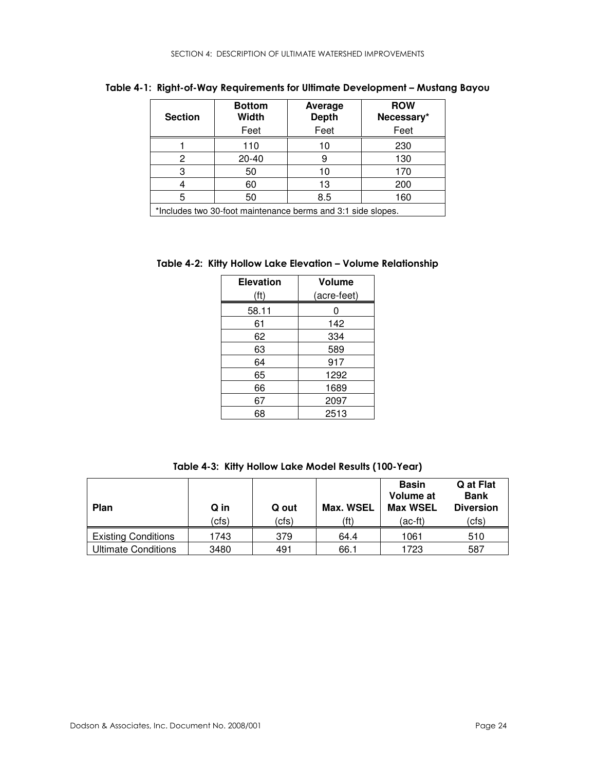**Table 4-1: Right-of-Way Requirements for Ultimate Development – Mustang Bayou**

| Section | Bottom Width<br>Feet | Average Depth<br>Feet | ROW Necessary*<br>Feet |
|---|---|---|---|
| 1 | 110 | 10 | 230 |
| 2 | 20-40 | 9 | 130 |
| 3 | 50 | 10 | 170 |
| 4 | 60 | 13 | 200 |
| 5 | 50 | 8.5 | 160 |

*Includes two 30-foot maintenance berms and 3:1 side slopes.

**Table 4-2: Kitty Hollow Lake Elevation – Volume Relationship**

| Elevation (ft) | Volume (acre-feet) |
|---|---|
| 58.11 | 0 |
| 61 | 142 |
| 62 | 334 |
| 63 | 589 |
| 64 | 917 |
| 65 | 1292 |
| 66 | 1689 |
| 67 | 2097 |
| 68 | 2513 |

**Table 4-3: Kitty Hollow Lake Model Results (100-Year)**

| Plan | Q in (cfs) | Q out (cfs) | Max. WSEL (ft) | Basin Volume at Max WSEL (ac-ft) | Q at Flat Bank Diversion (cfs) |
|---|---|---|---|---|---|
| Existing Conditions | 1743 | 379 | 64.4 | 1061 | 510 |
| Ultimate Conditions | 3480 | 491 | 66.1 | 1723 | 587 |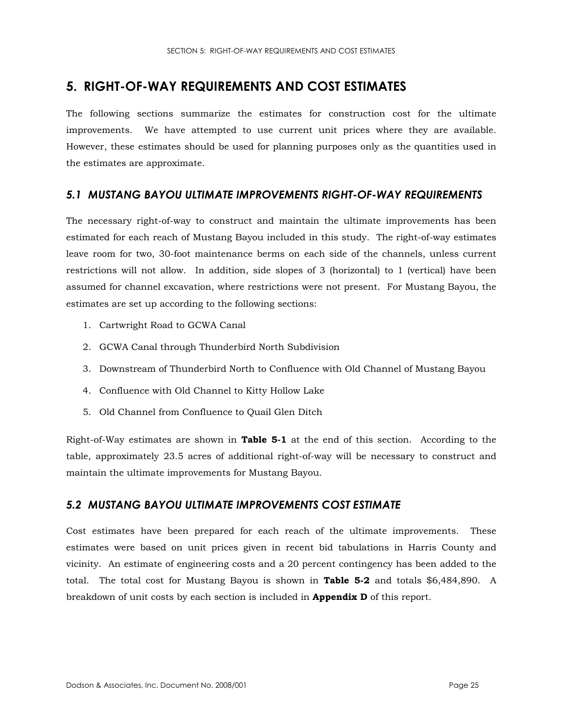# 5. RIGHT-OF-WAY REQUIREMENTS AND COST ESTIMATES

The following sections summarize the estimates for construction cost for the ultimate improvements. We have attempted to use current unit prices where they are available. However, these estimates should be used for planning purposes only as the quantities used in the estimates are approximate.

## *5.1 MUSTANG BAYOU ULTIMATE IMPROVEMENTS RIGHT-OF-WAY REQUIREMENTS*

The necessary right-of-way to construct and maintain the ultimate improvements has been estimated for each reach of Mustang Bayou included in this study. The right-of-way estimates leave room for two, 30-foot maintenance berms on each side of the channels, unless current restrictions will not allow. In addition, side slopes of 3 (horizontal) to 1 (vertical) have been assumed for channel excavation, where restrictions were not present. For Mustang Bayou, the estimates are set up according to the following sections:

1. Cartwright Road to GCWA Canal
2. GCWA Canal through Thunderbird North Subdivision
3. Downstream of Thunderbird North to Confluence with Old Channel of Mustang Bayou
4. Confluence with Old Channel to Kitty Hollow Lake
5. Old Channel from Confluence to Quail Glen Ditch

Right-of-Way estimates are shown in **Table 5-1** at the end of this section. According to the table, approximately 23.5 acres of additional right-of-way will be necessary to construct and maintain the ultimate improvements for Mustang Bayou.

## *5.2 MUSTANG BAYOU ULTIMATE IMPROVEMENTS COST ESTIMATE*

Cost estimates have been prepared for each reach of the ultimate improvements. These estimates were based on unit prices given in recent bid tabulations in Harris County and vicinity. An estimate of engineering costs and a 20 percent contingency has been added to the total. The total cost for Mustang Bayou is shown in **Table 5-2** and totals $6,484,890. A breakdown of unit costs by each section is included in **Appendix D** of this report.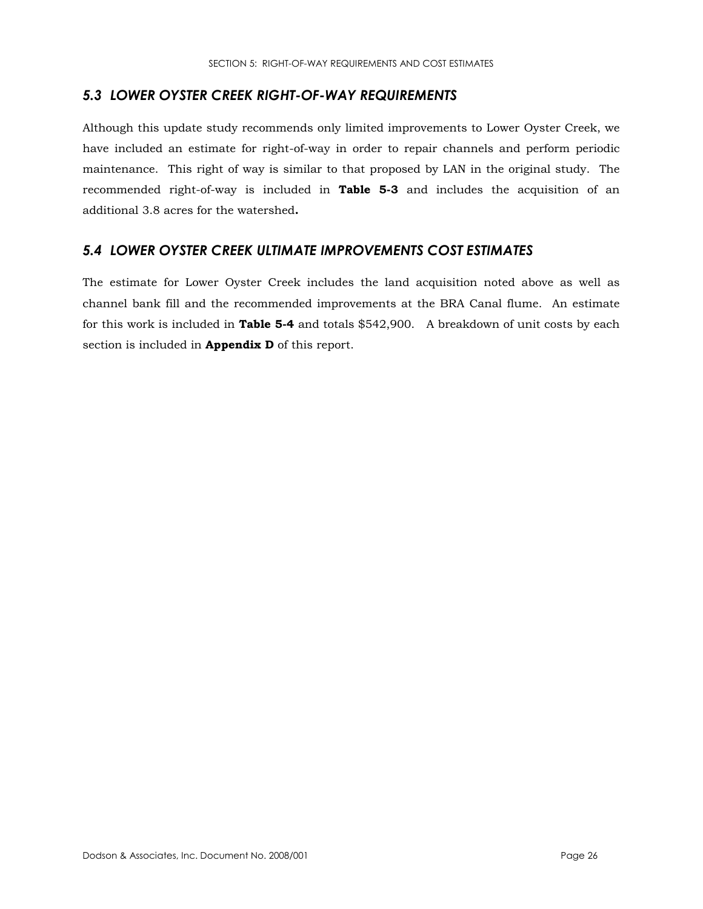## *5.3 LOWER OYSTER CREEK RIGHT-OF-WAY REQUIREMENTS*

Although this update study recommends only limited improvements to Lower Oyster Creek, we have included an estimate for right-of-way in order to repair channels and perform periodic maintenance. This right of way is similar to that proposed by LAN in the original study. The recommended right-of-way is included in **Table 5-3** and includes the acquisition of an additional 3.8 acres for the watershed**.**

## *5.4 LOWER OYSTER CREEK ULTIMATE IMPROVEMENTS COST ESTIMATES*

The estimate for Lower Oyster Creek includes the land acquisition noted above as well as channel bank fill and the recommended improvements at the BRA Canal flume. An estimate for this work is included in **Table 5-4** and totals $542,900. A breakdown of unit costs by each section is included in **Appendix D** of this report.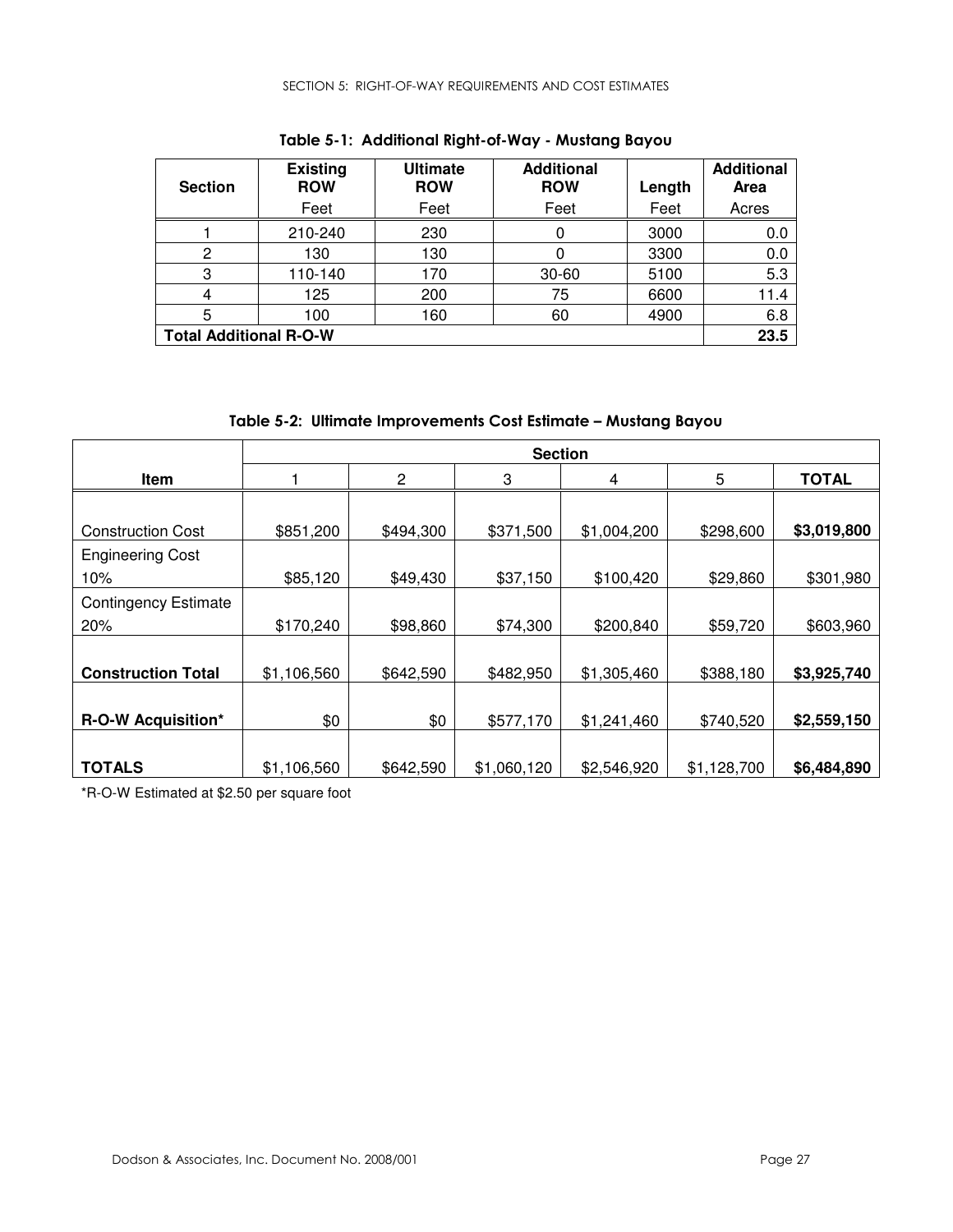**Table 5-1: Additional Right-of-Way - Mustang Bayou**

| Section | Existing ROW | Ultimate ROW | Additional ROW | Length | Additional Area |
|---|---|---|---|---|---|
| | Feet | Feet | Feet | Feet | Acres |
| 1 | 210-240 | 230 | 0 | 3000 | 0.0 |
| 2 | 130 | 130 | 0 | 3300 | 0.0 |
| 3 | 110-140 | 170 | 30-60 | 5100 | 5.3 |
| 4 | 125 | 200 | 75 | 6600 | 11.4 |
| 5 | 100 | 160 | 60 | 4900 | 6.8 |
| **Total Additional R-O-W** | | | | | **23.5** |

**Table 5-2: Ultimate Improvements Cost Estimate – Mustang Bayou**

| | Section | | | | | |
|---|---|---|---|---|---|---|
| **Item** | 1 | 2 | 3 | 4 | 5 | **TOTAL** |
| Construction Cost | $851,200 | $494,300 | $371,500 | $1,004,200 | $298,600 | **$3,019,800** |
| Engineering Cost 10% | $85,120 | $49,430 | $37,150 | $100,420 | $29,860 | $301,980 |
| Contingency Estimate 20% | $170,240 | $98,860 | $74,300 | $200,840 | $59,720 | $603,960 |
| **Construction Total** | $1,106,560 | $642,590 | $482,950 | $1,305,460 | $388,180 | **$3,925,740** |
| **R-O-W Acquisition*** | $0 | $0 | $577,170 | $1,241,460 | $740,520 | **$2,559,150** |
| **TOTALS** | $1,106,560 | $642,590 | $1,060,120 | $2,546,920 | $1,128,700 | **$6,484,890** |

*R-O-W Estimated at $2.50 per square foot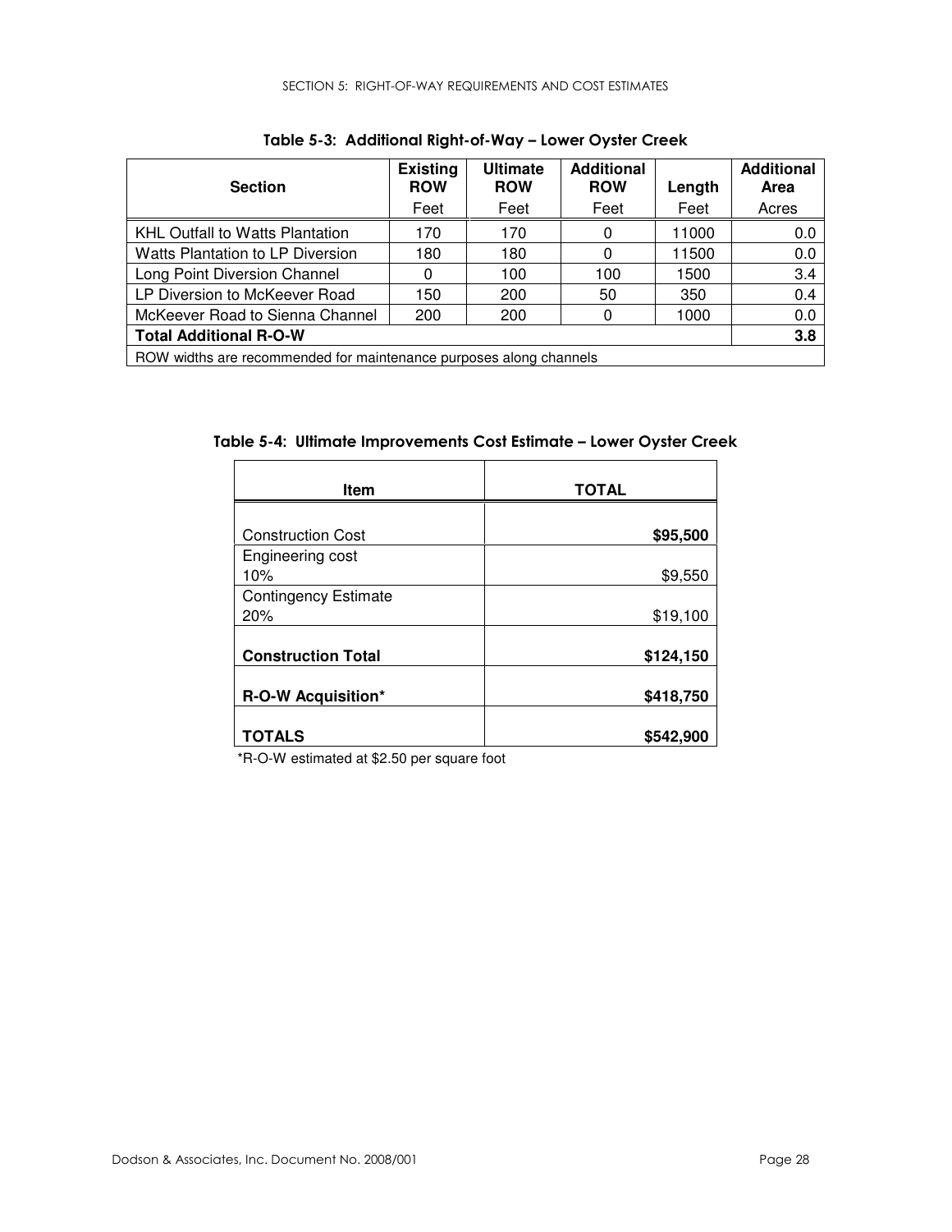### Table 5-3: Additional Right-of-Way – Lower Oyster Creek

| Section | Existing ROW | Ultimate ROW | Additional ROW | Length | Additional Area |
|---|---|---|---|---|---|
| | Feet | Feet | Feet | Feet | Acres |
| KHL Outfall to Watts Plantation | 170 | 170 | 0 | 11000 | 0.0 |
| Watts Plantation to LP Diversion | 180 | 180 | 0 | 11500 | 0.0 |
| Long Point Diversion Channel | 0 | 100 | 100 | 1500 | 3.4 |
| LP Diversion to McKeever Road | 150 | 200 | 50 | 350 | 0.4 |
| McKeever Road to Sienna Channel | 200 | 200 | 0 | 1000 | 0.0 |
| **Total Additional R-O-W** | | | | | **3.8** |
| ROW widths are recommended for maintenance purposes along channels | | | | | |

### Table 5-4: Ultimate Improvements Cost Estimate – Lower Oyster Creek

| Item | TOTAL |
|---|---|
| Construction Cost | **$95,500** |
| Engineering cost 10% | $9,550 |
| Contingency Estimate 20% | $19,100 |
| **Construction Total** | **$124,150** |
| **R-O-W Acquisition*** | **$418,750** |
| **TOTALS** | **$542,900** |

*R-O-W estimated at $2.50 per square foot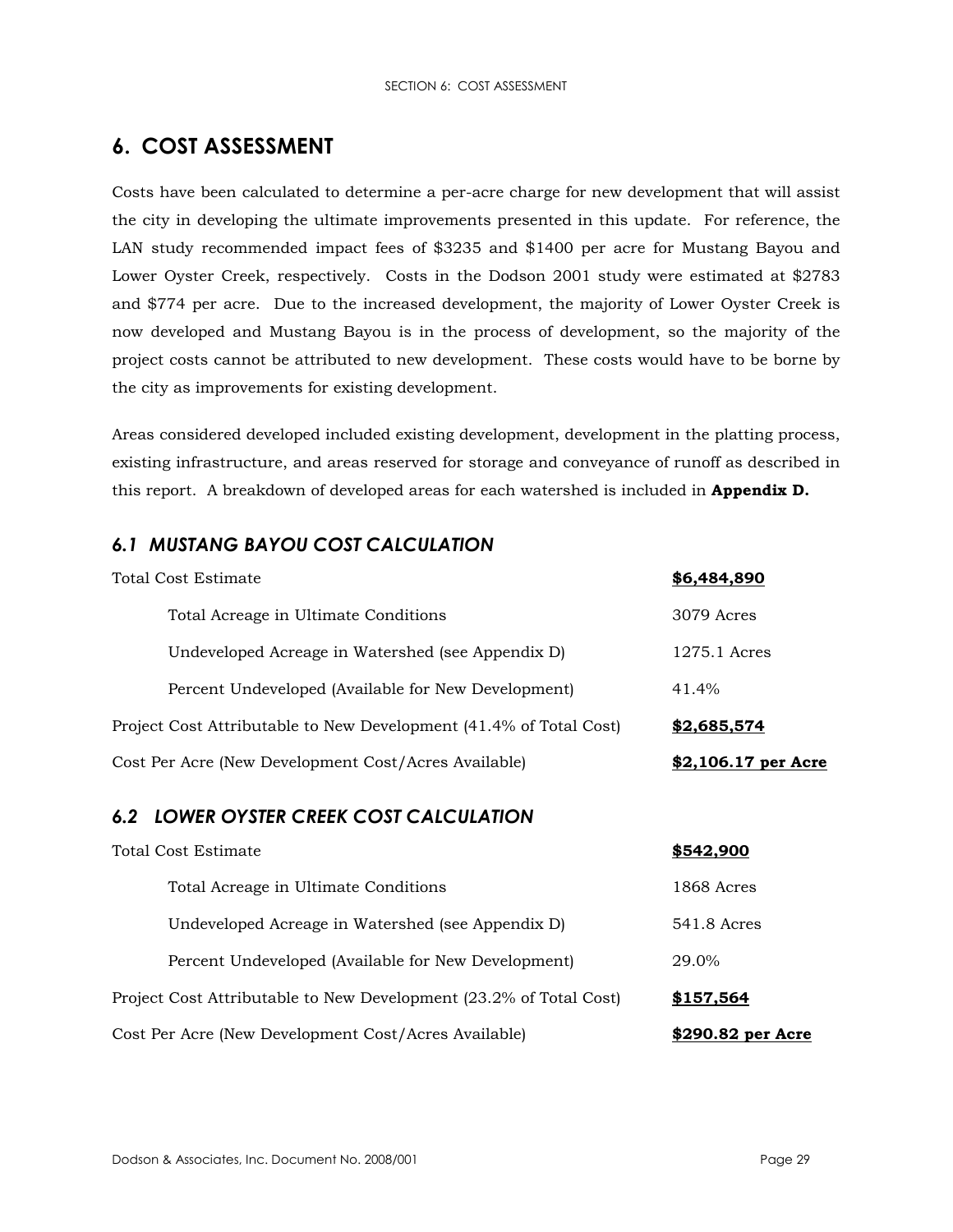# 6. COST ASSESSMENT

Costs have been calculated to determine a per-acre charge for new development that will assist the city in developing the ultimate improvements presented in this update. For reference, the LAN study recommended impact fees of $3235 and $1400 per acre for Mustang Bayou and Lower Oyster Creek, respectively. Costs in the Dodson 2001 study were estimated at $2783 and $774 per acre. Due to the increased development, the majority of Lower Oyster Creek is now developed and Mustang Bayou is in the process of development, so the majority of the project costs cannot be attributed to new development. These costs would have to be borne by the city as improvements for existing development.

Areas considered developed included existing development, development in the platting process, existing infrastructure, and areas reserved for storage and conveyance of runoff as described in this report. A breakdown of developed areas for each watershed is included in **Appendix D.**

## *6.1 MUSTANG BAYOU COST CALCULATION*

| | |
|---|---|
| Total Cost Estimate | **$6,484,890** |
| Total Acreage in Ultimate Conditions | 3079 Acres |
| Undeveloped Acreage in Watershed (see Appendix D) | 1275.1 Acres |
| Percent Undeveloped (Available for New Development) | 41.4% |
| Project Cost Attributable to New Development (41.4% of Total Cost) | **$2,685,574** |
| Cost Per Acre (New Development Cost/Acres Available) | **$2,106.17 per Acre** |

## *6.2 LOWER OYSTER CREEK COST CALCULATION*

| | |
|---|---|
| Total Cost Estimate | **$542,900** |
| Total Acreage in Ultimate Conditions | 1868 Acres |
| Undeveloped Acreage in Watershed (see Appendix D) | 541.8 Acres |
| Percent Undeveloped (Available for New Development) | 29.0% |
| Project Cost Attributable to New Development (23.2% of Total Cost) | **$157,564** |
| Cost Per Acre (New Development Cost/Acres Available) | **$290.82 per Acre** |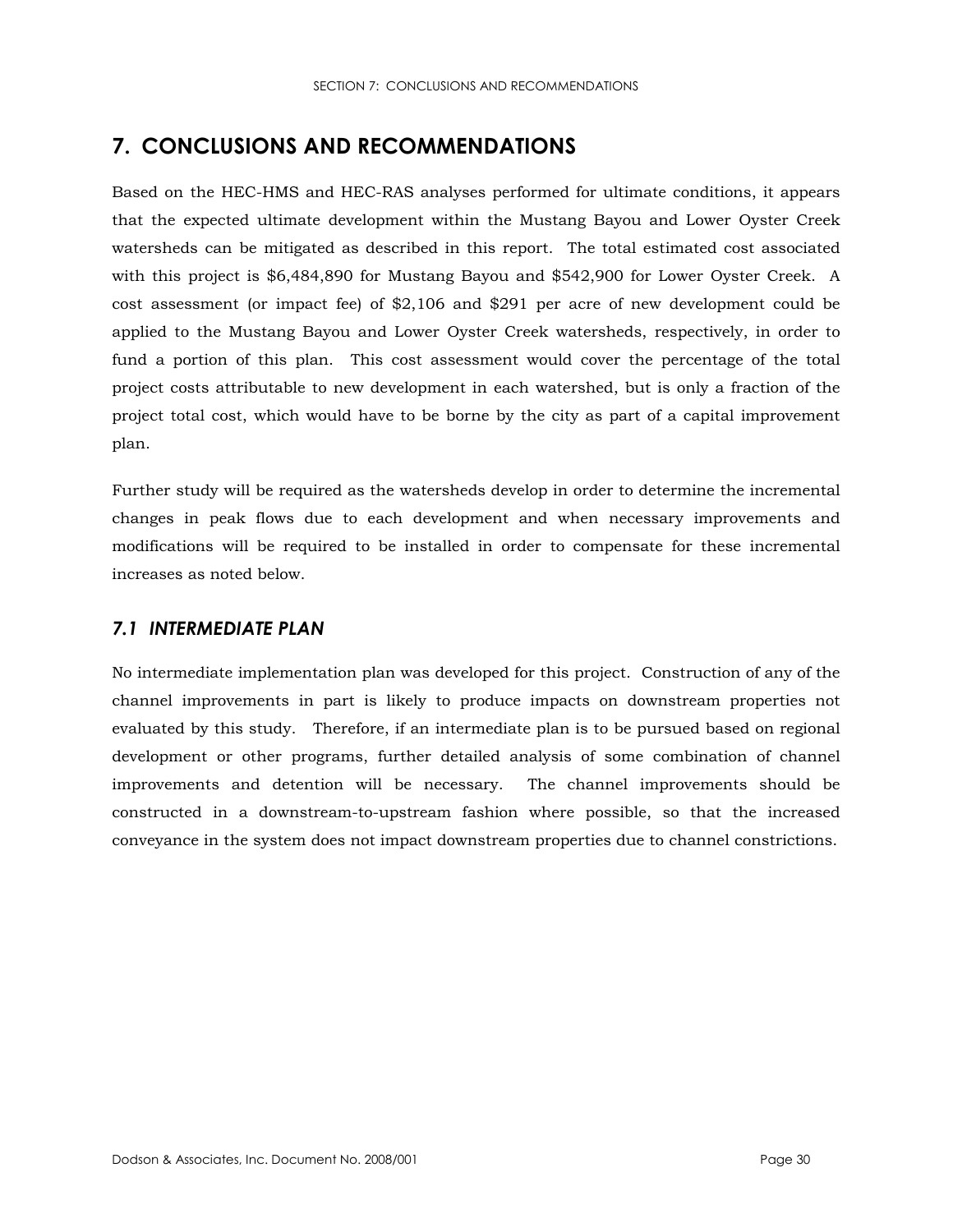# 7. CONCLUSIONS AND RECOMMENDATIONS

Based on the HEC-HMS and HEC-RAS analyses performed for ultimate conditions, it appears that the expected ultimate development within the Mustang Bayou and Lower Oyster Creek watersheds can be mitigated as described in this report. The total estimated cost associated with this project is $6,484,890 for Mustang Bayou and $542,900 for Lower Oyster Creek. A cost assessment (or impact fee) of $2,106 and $291 per acre of new development could be applied to the Mustang Bayou and Lower Oyster Creek watersheds, respectively, in order to fund a portion of this plan. This cost assessment would cover the percentage of the total project costs attributable to new development in each watershed, but is only a fraction of the project total cost, which would have to be borne by the city as part of a capital improvement plan.

Further study will be required as the watersheds develop in order to determine the incremental changes in peak flows due to each development and when necessary improvements and modifications will be required to be installed in order to compensate for these incremental increases as noted below.

## *7.1 INTERMEDIATE PLAN*

No intermediate implementation plan was developed for this project. Construction of any of the channel improvements in part is likely to produce impacts on downstream properties not evaluated by this study. Therefore, if an intermediate plan is to be pursued based on regional development or other programs, further detailed analysis of some combination of channel improvements and detention will be necessary. The channel improvements should be constructed in a downstream-to-upstream fashion where possible, so that the increased conveyance in the system does not impact downstream properties due to channel constrictions.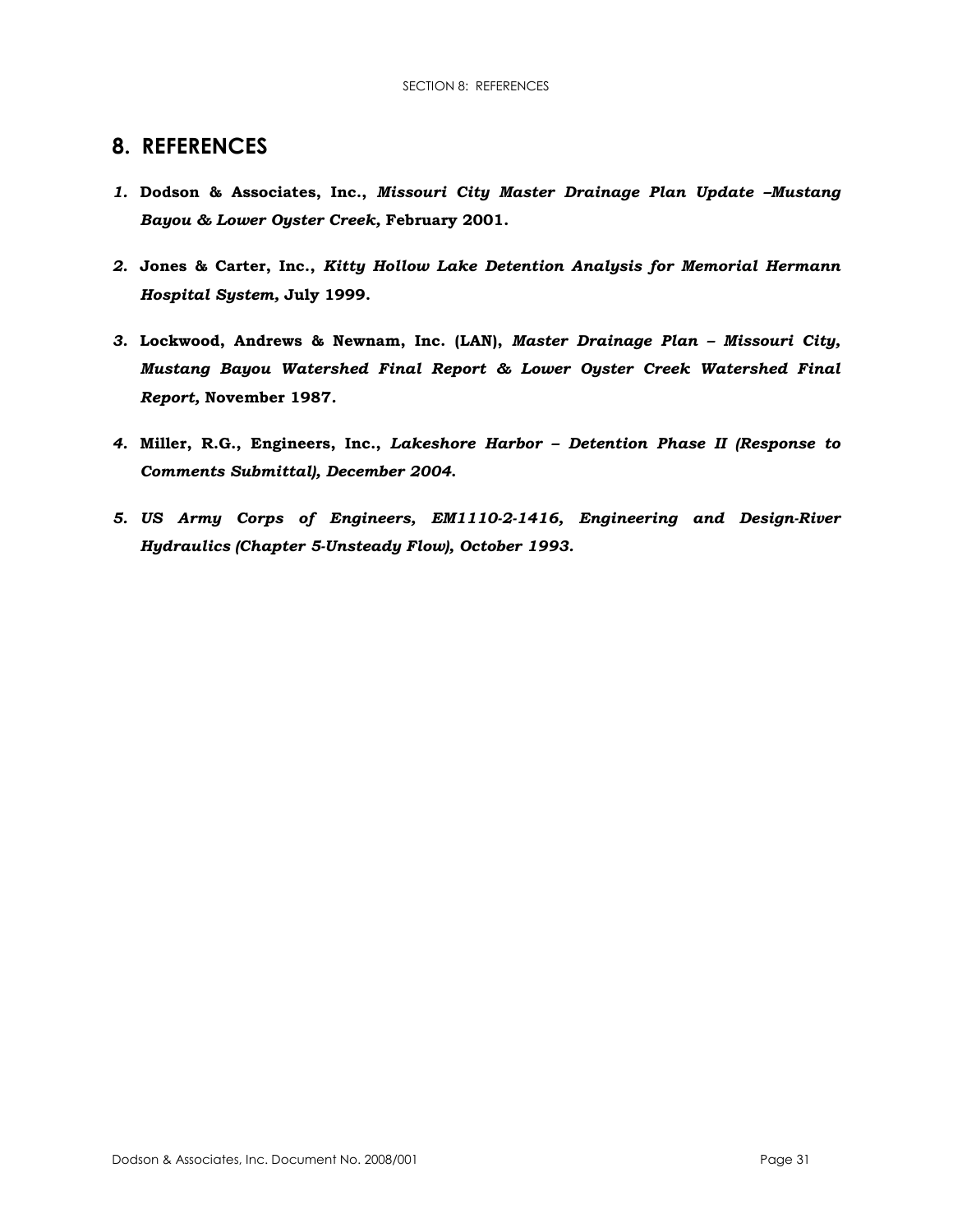## 8. REFERENCES

1. **Dodson & Associates, Inc.,** ***Missouri City Master Drainage Plan Update –Mustang Bayou & Lower Oyster Creek,*** **February 2001.**

2. **Jones & Carter, Inc.,** ***Kitty Hollow Lake Detention Analysis for Memorial Hermann Hospital System,*** **July 1999.**

3. **Lockwood, Andrews & Newnam, Inc. (LAN),** ***Master Drainage Plan – Missouri City, Mustang Bayou Watershed Final Report & Lower Oyster Creek Watershed Final Report,*** **November 1987.**

4. **Miller, R.G., Engineers, Inc.,** ***Lakeshore Harbor – Detention Phase II (Response to Comments Submittal), December 2004.***

5. ***US Army Corps of Engineers, EM1110-2-1416, Engineering and Design-River Hydraulics (Chapter 5-Unsteady Flow), October 1993.***